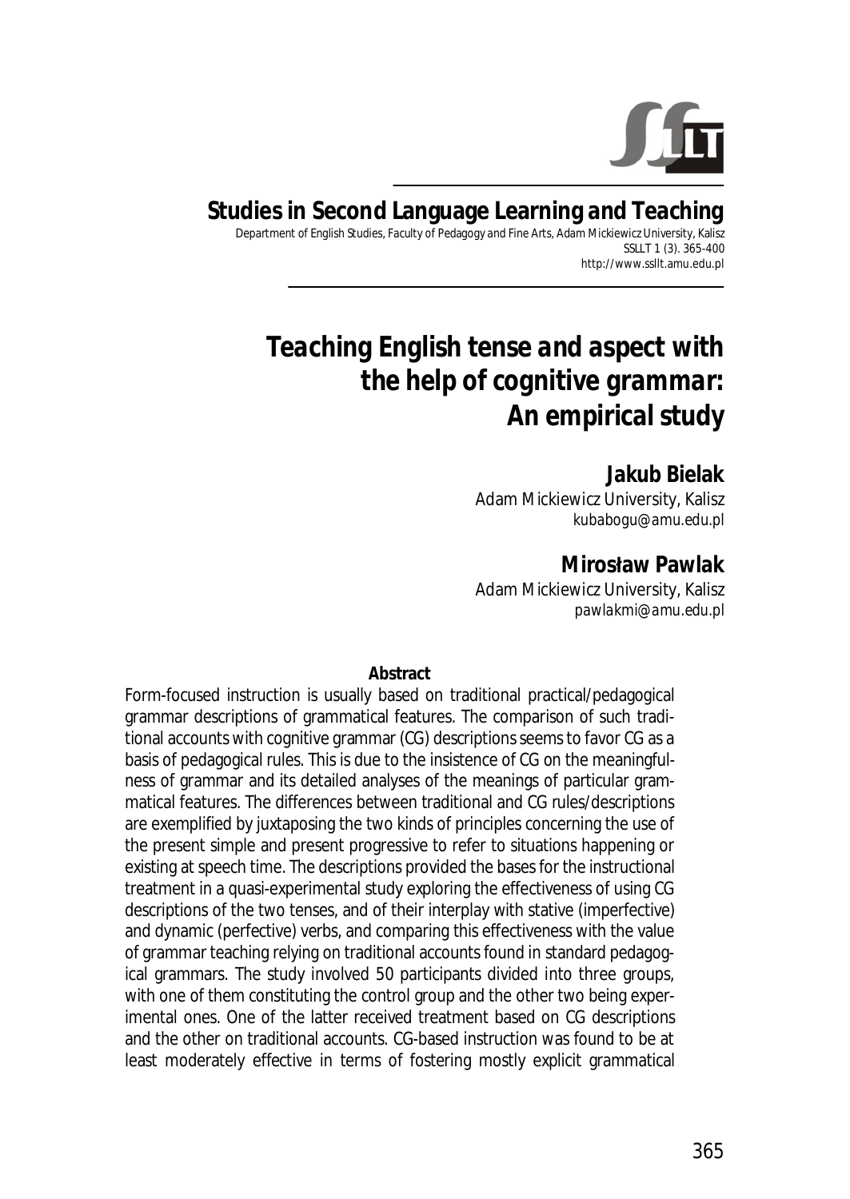**Studies in Second Language Learning and Teaching**

Department of English Studies, Faculty of Pedagogy and Fine Arts, Adam Mickiewicz University, Kalisz
SSLLT 1 (3). 365-400
http://www.ssllt.amu.edu.pl

# *Teaching English tense and aspect with the help of cognitive grammar: An empirical study*

**Jakub Bielak**
Adam Mickiewicz University, Kalisz
*kubabogu@amu.edu.pl*

**Mirosław Pawlak**
Adam Mickiewicz University, Kalisz
*pawlakmi@amu.edu.pl*

**Abstract**

Form-focused instruction is usually based on traditional practical/pedagogical grammar descriptions of grammatical features. The comparison of such traditional accounts with cognitive grammar (CG) descriptions seems to favor CG as a basis of pedagogical rules. This is due to the insistence of CG on the meaningfulness of grammar and its detailed analyses of the meanings of particular grammatical features. The differences between traditional and CG rules/descriptions are exemplified by juxtaposing the two kinds of principles concerning the use of the present simple and present progressive to refer to situations happening or existing at speech time. The descriptions provided the bases for the instructional treatment in a quasi-experimental study exploring the effectiveness of using CG descriptions of the two tenses, and of their interplay with stative (imperfective) and dynamic (perfective) verbs, and comparing this effectiveness with the value of grammar teaching relying on traditional accounts found in standard pedagogical grammars. The study involved 50 participants divided into three groups, with one of them constituting the control group and the other two being experimental ones. One of the latter received treatment based on CG descriptions and the other on traditional accounts. CG-based instruction was found to be at least moderately effective in terms of fostering mostly explicit grammatical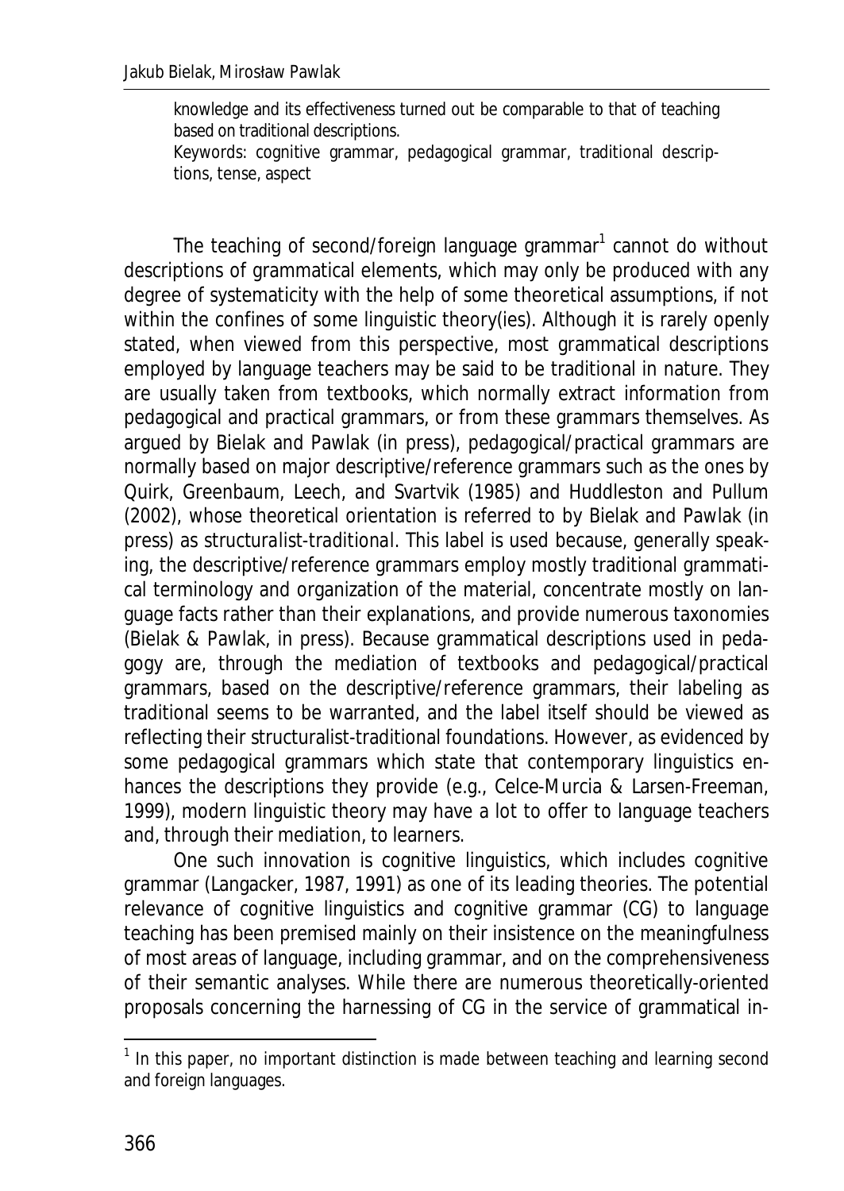knowledge and its effectiveness turned out be comparable to that of teaching based on traditional descriptions.

Keywords: cognitive grammar, pedagogical grammar, traditional descriptions, tense, aspect

The teaching of second/foreign language grammar[1] cannot do without descriptions of grammatical elements, which may only be produced with any degree of systematicity with the help of some theoretical assumptions, if not within the confines of some linguistic theory(ies). Although it is rarely openly stated, when viewed from this perspective, most grammatical descriptions employed by language teachers may be said to be traditional in nature. They are usually taken from textbooks, which normally extract information from pedagogical and practical grammars, or from these grammars themselves. As argued by Bielak and Pawlak (in press), pedagogical/practical grammars are normally based on major descriptive/reference grammars such as the ones by Quirk, Greenbaum, Leech, and Svartvik (1985) and Huddleston and Pullum (2002), whose theoretical orientation is referred to by Bielak and Pawlak (in press) as *structuralist-traditional*. This label is used because, generally speaking, the descriptive/reference grammars employ mostly traditional grammatical terminology and organization of the material, concentrate mostly on language facts rather than their explanations, and provide numerous taxonomies (Bielak & Pawlak, in press). Because grammatical descriptions used in pedagogy are, through the mediation of textbooks and pedagogical/practical grammars, based on the descriptive/reference grammars, their labeling as traditional seems to be warranted, and the label itself should be viewed as reflecting their structuralist-traditional foundations. However, as evidenced by some pedagogical grammars which state that contemporary linguistics enhances the descriptions they provide (e.g., Celce-Murcia & Larsen-Freeman, 1999), modern linguistic theory may have a lot to offer to language teachers and, through their mediation, to learners.

One such innovation is cognitive linguistics, which includes cognitive grammar (Langacker, 1987, 1991) as one of its leading theories. The potential relevance of cognitive linguistics and cognitive grammar (CG) to language teaching has been premised mainly on their insistence on the meaningfulness of most areas of language, including grammar, and on the comprehensiveness of their semantic analyses. While there are numerous theoretically-oriented proposals concerning the harnessing of CG in the service of grammatical in-

[1] In this paper, no important distinction is made between teaching and learning second and foreign languages.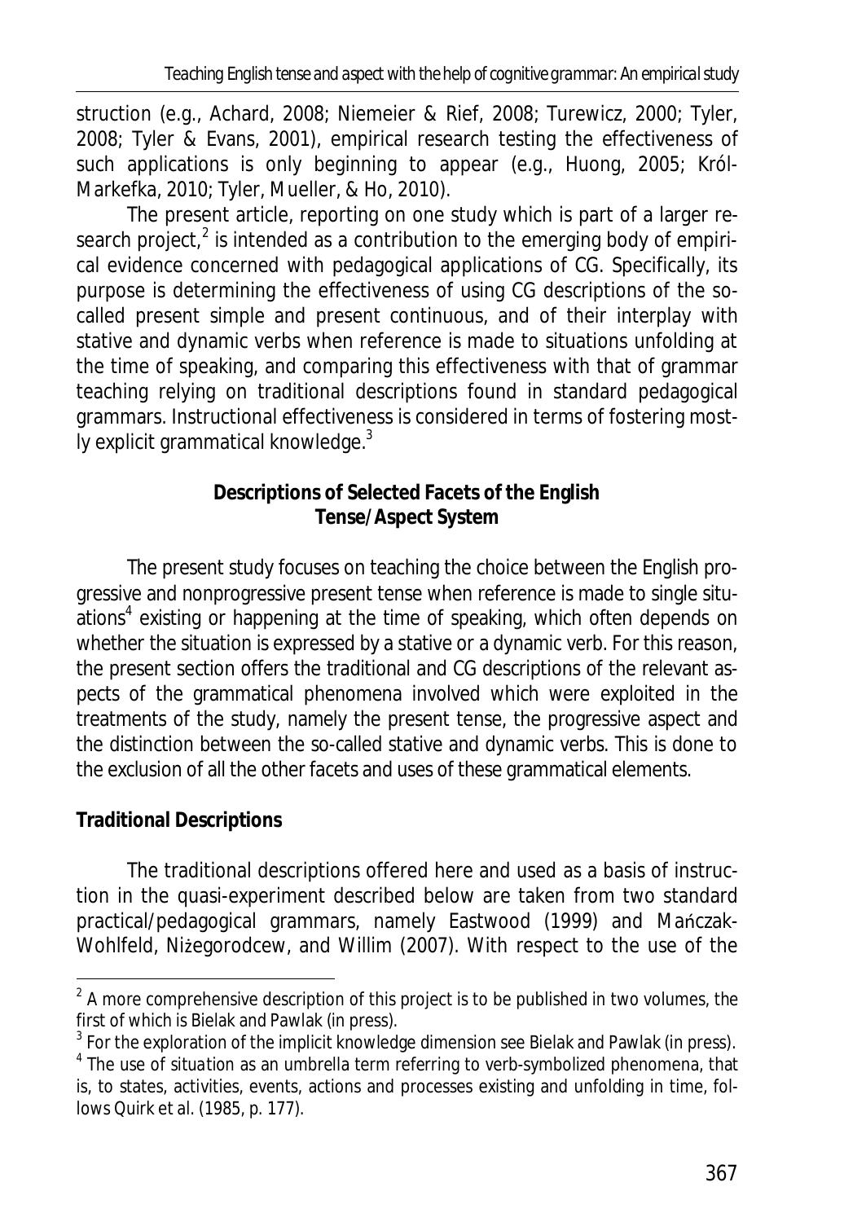struction (e.g., Achard, 2008; Niemeier & Rief, 2008; Turewicz, 2000; Tyler, 2008; Tyler & Evans, 2001), empirical research testing the effectiveness of such applications is only beginning to appear (e.g., Huong, 2005; Król-Markefka, 2010; Tyler, Mueller, & Ho, 2010).

The present article, reporting on one study which is part of a larger research project,[2] is intended as a contribution to the emerging body of empirical evidence concerned with pedagogical applications of CG. Specifically, its purpose is determining the effectiveness of using CG descriptions of the so-called present simple and present continuous, and of their interplay with stative and dynamic verbs when reference is made to situations unfolding at the time of speaking, and comparing this effectiveness with that of grammar teaching relying on traditional descriptions found in standard pedagogical grammars. Instructional effectiveness is considered in terms of fostering mostly explicit grammatical knowledge.[3]

## Descriptions of Selected Facets of the English Tense/Aspect System

The present study focuses on teaching the choice between the English progressive and nonprogressive present tense when reference is made to single situations[4] existing or happening at the time of speaking, which often depends on whether the situation is expressed by a stative or a dynamic verb. For this reason, the present section offers the traditional and CG descriptions of the relevant aspects of the grammatical phenomena involved which were exploited in the treatments of the study, namely the present tense, the progressive aspect and the distinction between the so-called stative and dynamic verbs. This is done to the exclusion of all the other facets and uses of these grammatical elements.

### Traditional Descriptions

The traditional descriptions offered here and used as a basis of instruction in the quasi-experiment described below are taken from two standard practical/pedagogical grammars, namely Eastwood (1999) and Mańczak-Wohlfeld, Niżegorodcew, and Willim (2007). With respect to the use of the

---

[2] A more comprehensive description of this project is to be published in two volumes, the first of which is Bielak and Pawlak (in press).

[3] For the exploration of the implicit knowledge dimension see Bielak and Pawlak (in press).

[4] The use of *situation* as an umbrella term referring to verb-symbolized phenomena, that is, to states, activities, events, actions and processes existing and unfolding in time, follows Quirk et al. (1985, p. 177).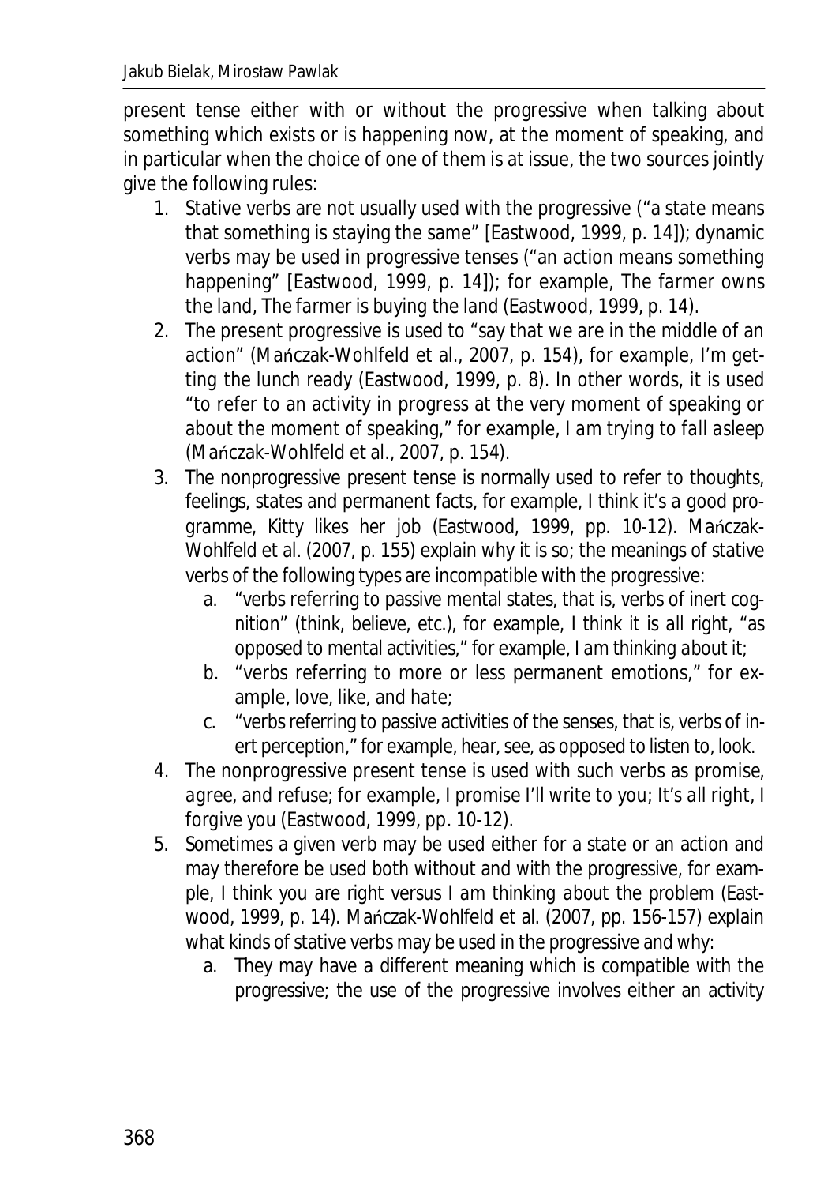present tense either with or without the progressive when talking about something which exists or is happening now, at the moment of speaking, and in particular when the choice of one of them is at issue, the two sources jointly give the following rules:

1. Stative verbs are not usually used with the progressive ("a state means that something is staying the same" [Eastwood, 1999, p. 14]); dynamic verbs may be used in progressive tenses ("an action means something happening" [Eastwood, 1999, p. 14]); for example, *The farmer owns the land*, *The farmer is buying the land* (Eastwood, 1999, p. 14).
2. The present progressive is used to "say that we are in the middle of an action" (Mańczak-Wohlfeld et al., 2007, p. 154), for example, *I'm getting the lunch ready* (Eastwood, 1999, p. 8). In other words, it is used "to refer to an activity in progress at the very moment of speaking or about the moment of speaking," for example, *I am trying to fall asleep* (Mańczak-Wohlfeld et al., 2007, p. 154).
3. The nonprogressive present tense is normally used to refer to thoughts, feelings, states and permanent facts, for example, *I think it's a good programme*, *Kitty likes her job* (Eastwood, 1999, pp. 10-12). Mańczak-Wohlfeld et al. (2007, p. 155) explain why it is so; the meanings of stative verbs of the following types are incompatible with the progressive:
   a. "verbs referring to passive mental states, that is, verbs of inert cognition" (*think*, *believe*, etc.), for example, *I think it is all right*, "as opposed to mental activities," for example, *I am thinking about it*;
   b. "verbs referring to more or less permanent emotions," for example, *love*, *like*, and *hate*;
   c. "verbs referring to passive activities of the senses, that is, verbs of inert perception," for example, *hear*, *see*, as opposed to *listen to*, *look*.
4. The nonprogressive present tense is used with such verbs as *promise*, *agree*, and *refuse*; for example, *I promise I'll write to you*; *It's all right, I forgive you* (Eastwood, 1999, pp. 10-12).
5. Sometimes a given verb may be used either for a state or an action and may therefore be used both without and with the progressive, for example, *I think you are right* versus *I am thinking about the problem* (Eastwood, 1999, p. 14). Mańczak-Wohlfeld et al. (2007, pp. 156-157) explain what kinds of stative verbs may be used in the progressive and why:
   a. They may have a different meaning which is compatible with the progressive; the use of the progressive involves either an activity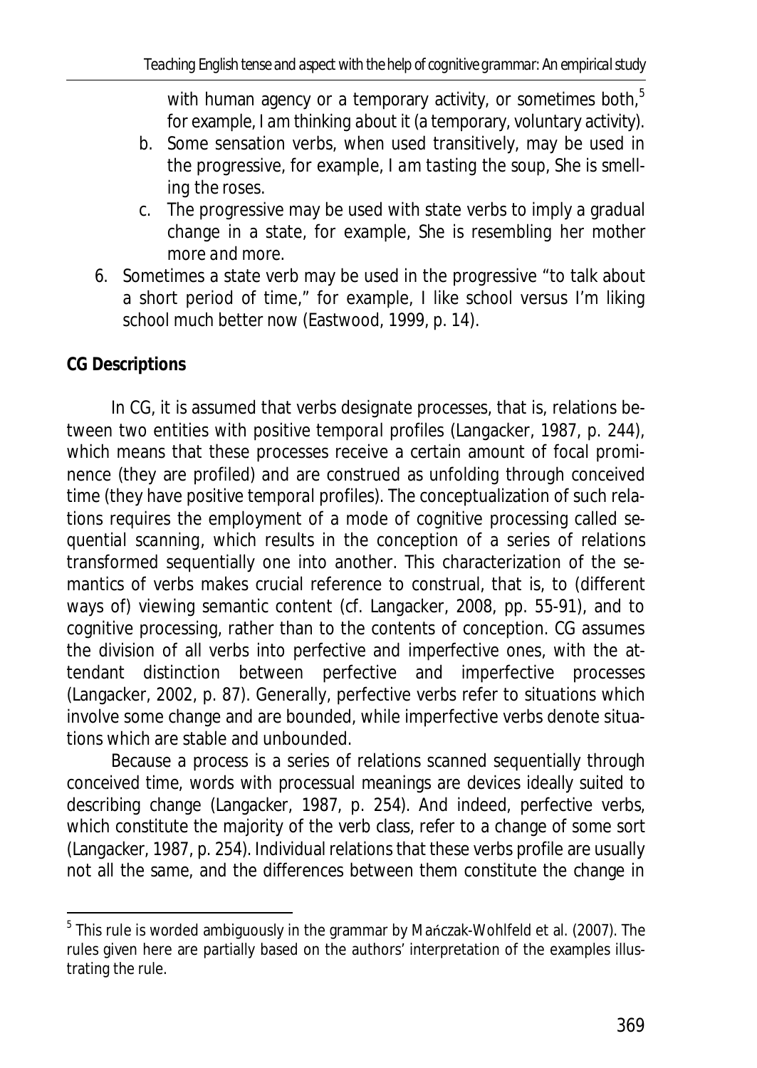with human agency or a temporary activity, or sometimes both,[5] for example, *I am thinking about it* (a temporary, voluntary activity).

   b. Some sensation verbs, when used transitively, may be used in the progressive, for example, *I am tasting the soup, She is smelling the roses.*

   c. The progressive may be used with state verbs to imply a gradual change in a state, for example, *She is resembling her mother more and more.*

6. Sometimes a state verb may be used in the progressive "to talk about a short period of time," for example, *I like school* versus *I'm liking school much better now* (Eastwood, 1999, p. 14).

**CG Descriptions**

In CG, it is assumed that verbs designate processes, that is, relations between two entities with positive temporal profiles (Langacker, 1987, p. 244), which means that these processes receive a certain amount of focal prominence (they are profiled) and are construed as unfolding through conceived time (they have positive temporal profiles). The conceptualization of such relations requires the employment of a mode of cognitive processing called *sequential scanning*, which results in the conception of a series of relations transformed sequentially one into another. This characterization of the semantics of verbs makes crucial reference to construal, that is, to (different ways of) viewing semantic content (cf. Langacker, 2008, pp. 55-91), and to cognitive processing, rather than to the contents of conception. CG assumes the division of all verbs into perfective and imperfective ones, with the attendant distinction between perfective and imperfective processes (Langacker, 2002, p. 87). Generally, perfective verbs refer to situations which involve some change and are bounded, while imperfective verbs denote situations which are stable and unbounded.

Because a process is a series of relations scanned sequentially through conceived time, words with processual meanings are devices ideally suited to describing change (Langacker, 1987, p. 254). And indeed, perfective verbs, which constitute the majority of the verb class, refer to a change of some sort (Langacker, 1987, p. 254). Individual relations that these verbs profile are usually not all the same, and the differences between them constitute the change in

[5] This rule is worded ambiguously in the grammar by Mańczak-Wohlfeld et al. (2007). The rules given here are partially based on the authors' interpretation of the examples illustrating the rule.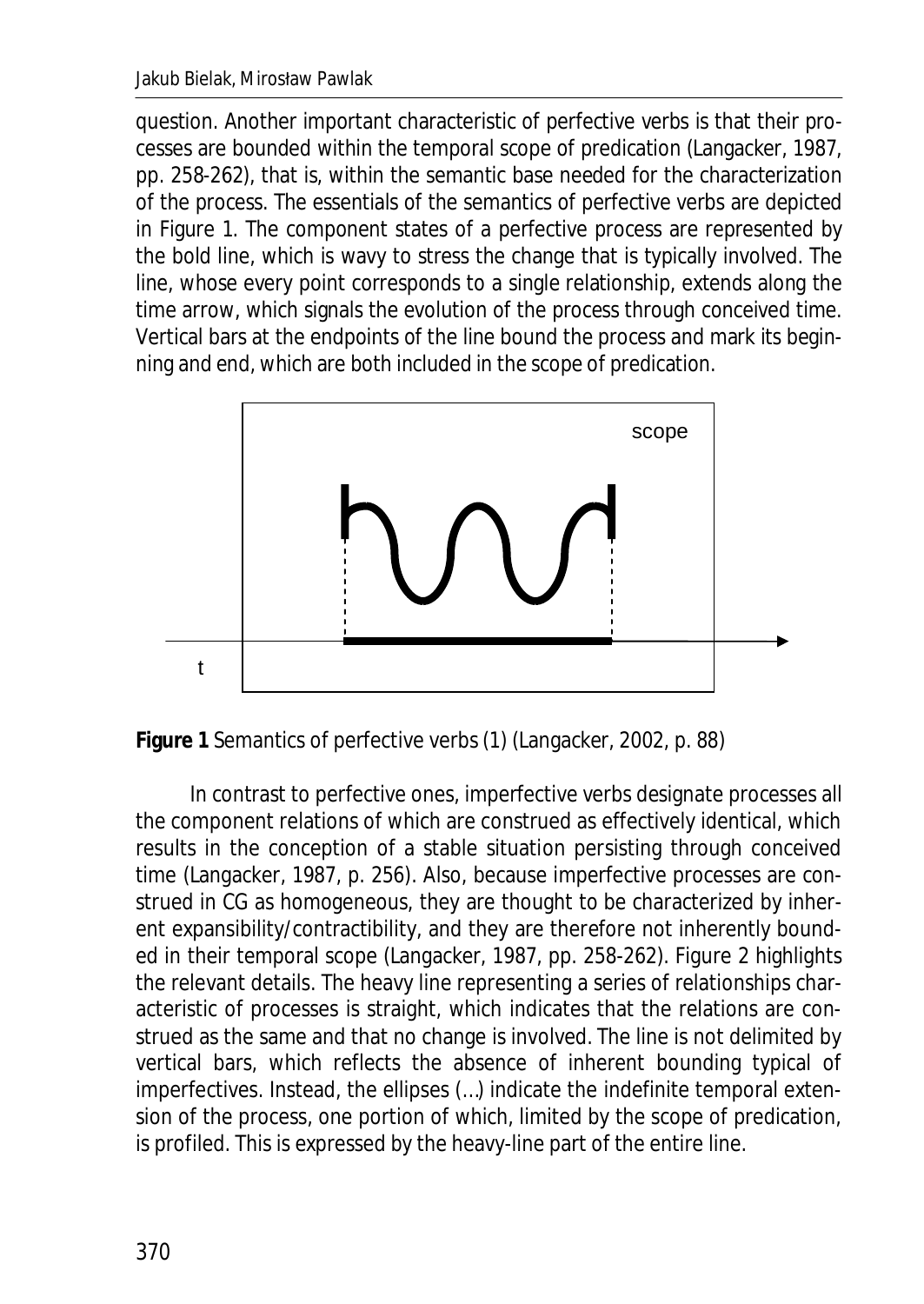question. Another important characteristic of perfective verbs is that their processes are bounded within the temporal scope of predication (Langacker, 1987, pp. 258-262), that is, within the semantic base needed for the characterization of the process. The essentials of the semantics of perfective verbs are depicted in Figure 1. The component states of a perfective process are represented by the bold line, which is wavy to stress the change that is typically involved. The line, whose every point corresponds to a single relationship, extends along the time arrow, which signals the evolution of the process through conceived time. Vertical bars at the endpoints of the line bound the process and mark its beginning and end, which are both included in the scope of predication.

**Figure 1** Semantics of perfective verbs (1) (Langacker, 2002, p. 88)

In contrast to perfective ones, imperfective verbs designate processes all the component relations of which are construed as effectively identical, which results in the conception of a stable situation persisting through conceived time (Langacker, 1987, p. 256). Also, because imperfective processes are construed in CG as homogeneous, they are thought to be characterized by inherent expansibility/contractibility, and they are therefore not inherently bounded in their temporal scope (Langacker, 1987, pp. 258-262). Figure 2 highlights the relevant details. The heavy line representing a series of relationships characteristic of processes is straight, which indicates that the relations are construed as the same and that no change is involved. The line is not delimited by vertical bars, which reflects the absence of inherent bounding typical of imperfectives. Instead, the ellipses (…) indicate the indefinite temporal extension of the process, one portion of which, limited by the scope of predication, is profiled. This is expressed by the heavy-line part of the entire line.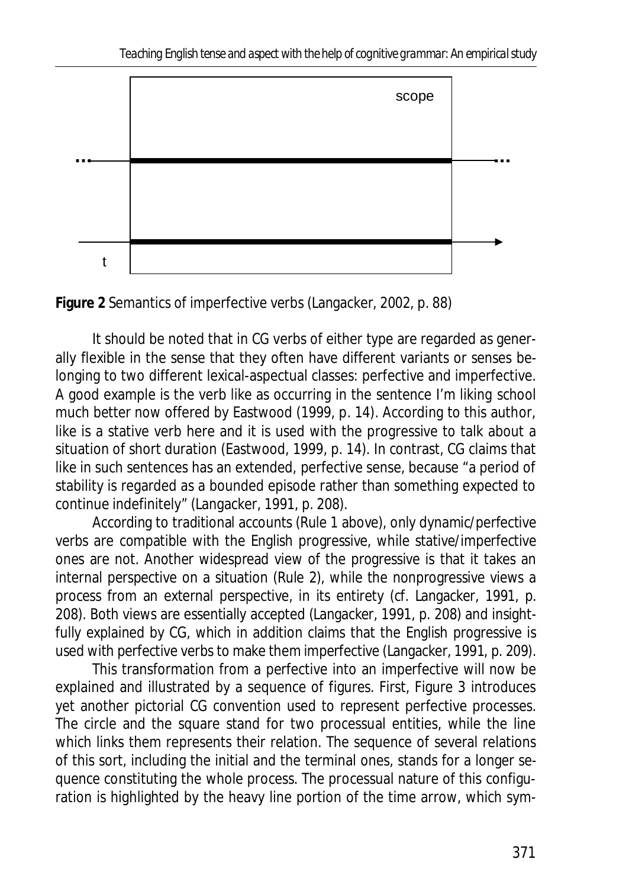**Figure 2** Semantics of imperfective verbs (Langacker, 2002, p. 88)

It should be noted that in CG verbs of either type are regarded as generally flexible in the sense that they often have different variants or senses belonging to two different lexical-aspectual classes: perfective and imperfective. A good example is the verb like as occurring in the sentence I'm liking school much better now offered by Eastwood (1999, p. 14). According to this author, like is a stative verb here and it is used with the progressive to talk about a situation of short duration (Eastwood, 1999, p. 14). In contrast, CG claims that like in such sentences has an extended, perfective sense, because "a period of stability is regarded as a bounded episode rather than something expected to continue indefinitely" (Langacker, 1991, p. 208).

According to traditional accounts (Rule 1 above), only dynamic/perfective verbs are compatible with the English progressive, while stative/imperfective ones are not. Another widespread view of the progressive is that it takes an internal perspective on a situation (Rule 2), while the nonprogressive views a process from an external perspective, in its entirety (cf. Langacker, 1991, p. 208). Both views are essentially accepted (Langacker, 1991, p. 208) and insightfully explained by CG, which in addition claims that the English progressive is used with perfective verbs to make them imperfective (Langacker, 1991, p. 209).

This transformation from a perfective into an imperfective will now be explained and illustrated by a sequence of figures. First, Figure 3 introduces yet another pictorial CG convention used to represent perfective processes. The circle and the square stand for two processual entities, while the line which links them represents their relation. The sequence of several relations of this sort, including the initial and the terminal ones, stands for a longer sequence constituting the whole process. The processual nature of this configuration is highlighted by the heavy line portion of the time arrow, which sym-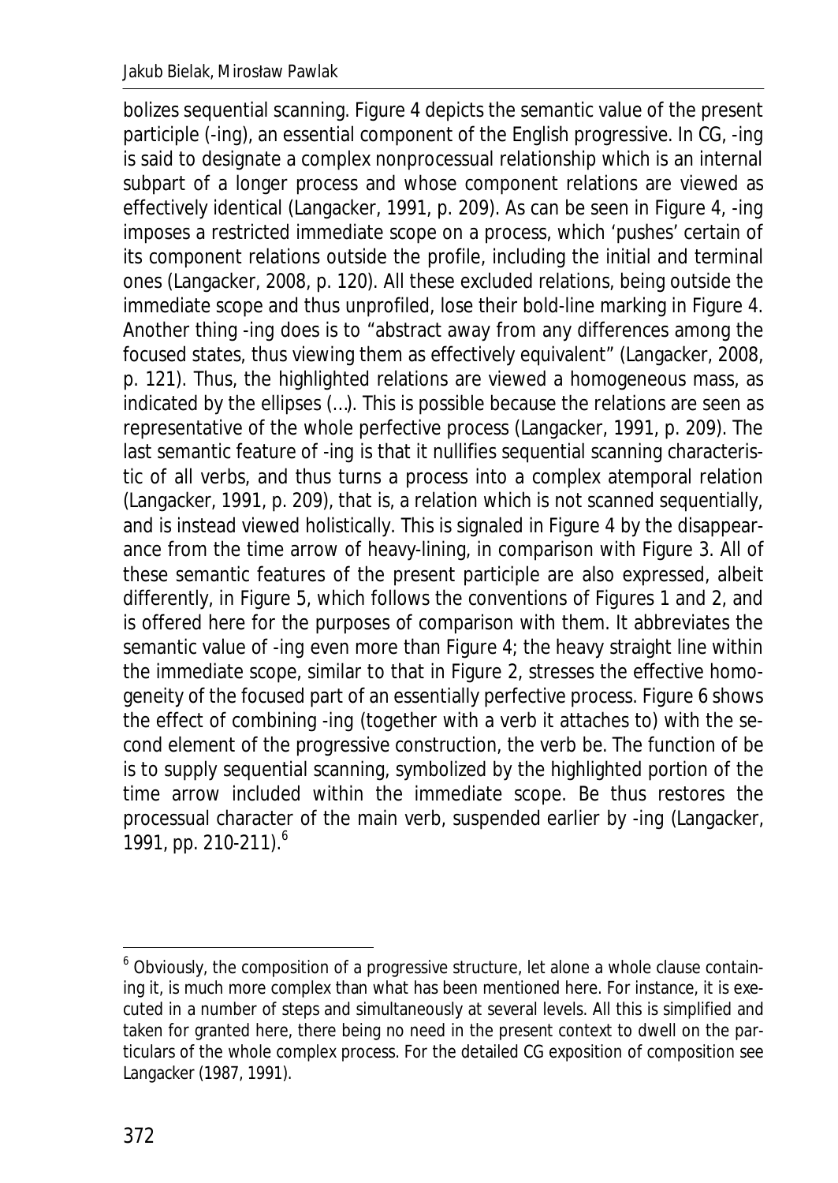bolizes sequential scanning. Figure 4 depicts the semantic value of the present participle (*-ing*), an essential component of the English progressive. In CG, *-ing* is said to designate a complex nonprocessual relationship which is an internal subpart of a longer process and whose component relations are viewed as effectively identical (Langacker, 1991, p. 209). As can be seen in Figure 4, *-ing* imposes a restricted immediate scope on a process, which 'pushes' certain of its component relations outside the profile, including the initial and terminal ones (Langacker, 2008, p. 120). All these excluded relations, being outside the immediate scope and thus unprofiled, lose their bold-line marking in Figure 4. Another thing *-ing* does is to "abstract away from any differences among the focused states, thus viewing them as effectively equivalent" (Langacker, 2008, p. 121). Thus, the highlighted relations are viewed a homogeneous mass, as indicated by the ellipses (…). This is possible because the relations are seen as representative of the whole perfective process (Langacker, 1991, p. 209). The last semantic feature of *-ing* is that it nullifies sequential scanning characteristic of all verbs, and thus turns a process into a complex atemporal relation (Langacker, 1991, p. 209), that is, a relation which is not scanned sequentially, and is instead viewed holistically. This is signaled in Figure 4 by the disappearance from the time arrow of heavy-lining, in comparison with Figure 3. All of these semantic features of the present participle are also expressed, albeit differently, in Figure 5, which follows the conventions of Figures 1 and 2, and is offered here for the purposes of comparison with them. It abbreviates the semantic value of *-ing* even more than Figure 4; the heavy straight line within the immediate scope, similar to that in Figure 2, stresses the effective homogeneity of the focused part of an essentially perfective process. Figure 6 shows the effect of combining *-ing* (together with a verb it attaches to) with the second element of the progressive construction, the verb *be*. The function of *be* is to supply sequential scanning, symbolized by the highlighted portion of the time arrow included within the immediate scope. *Be* thus restores the processual character of the main verb, suspended earlier by *-ing* (Langacker, 1991, pp. 210-211).[6]

[6] Obviously, the composition of a progressive structure, let alone a whole clause containing it, is much more complex than what has been mentioned here. For instance, it is executed in a number of steps and simultaneously at several levels. All this is simplified and taken for granted here, there being no need in the present context to dwell on the particulars of the whole complex process. For the detailed CG exposition of composition see Langacker (1987, 1991).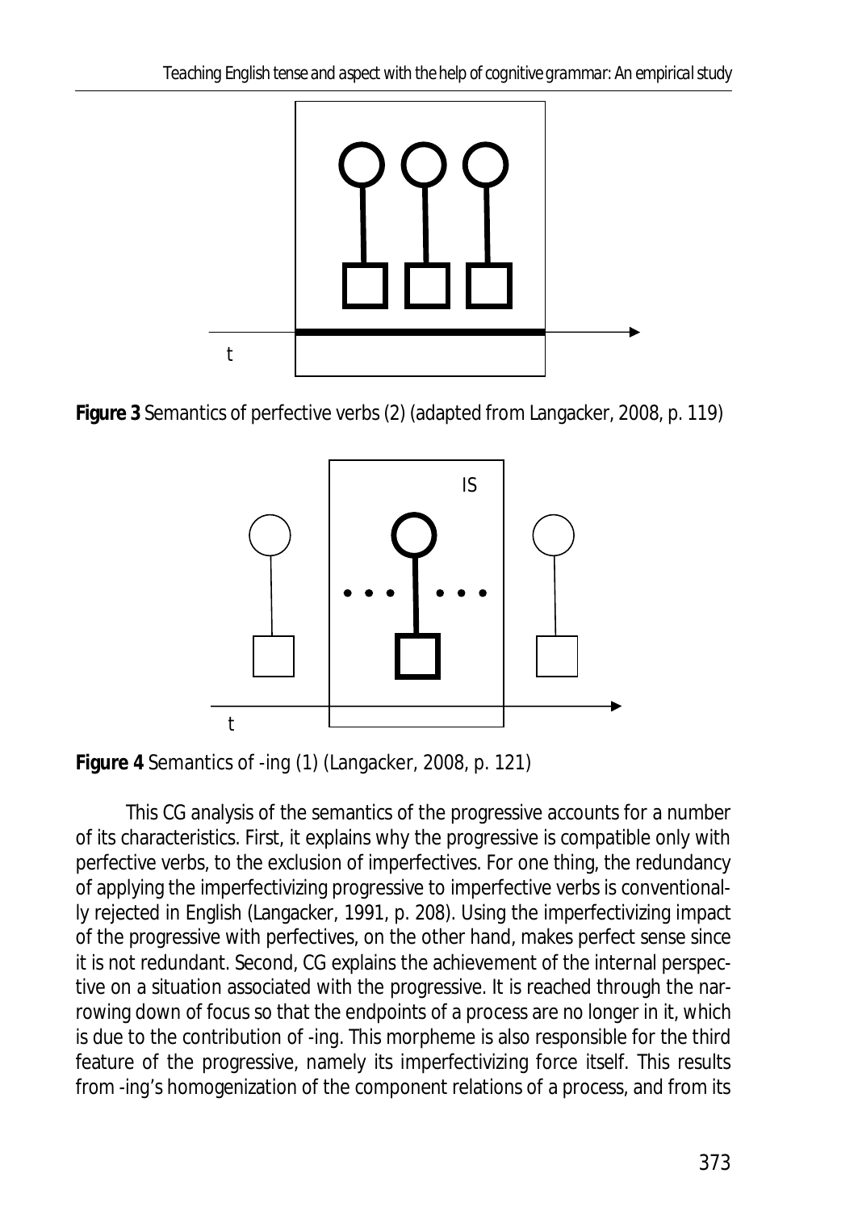**Figure 3** Semantics of perfective verbs (2) (adapted from Langacker, 2008, p. 119)

**Figure 4** Semantics of -ing (1) (Langacker, 2008, p. 121)

This CG analysis of the semantics of the progressive accounts for a number of its characteristics. First, it explains why the progressive is compatible only with perfective verbs, to the exclusion of imperfectives. For one thing, the redundancy of applying the imperfectivizing progressive to imperfective verbs is conventionally rejected in English (Langacker, 1991, p. 208). Using the imperfectivizing impact of the progressive with perfectives, on the other hand, makes perfect sense since it is not redundant. Second, CG explains the achievement of the internal perspective on a situation associated with the progressive. It is reached through the narrowing down of focus so that the endpoints of a process are no longer in it, which is due to the contribution of -ing. This morpheme is also responsible for the third feature of the progressive, namely its imperfectivizing force itself. This results from -ing's homogenization of the component relations of a process, and from its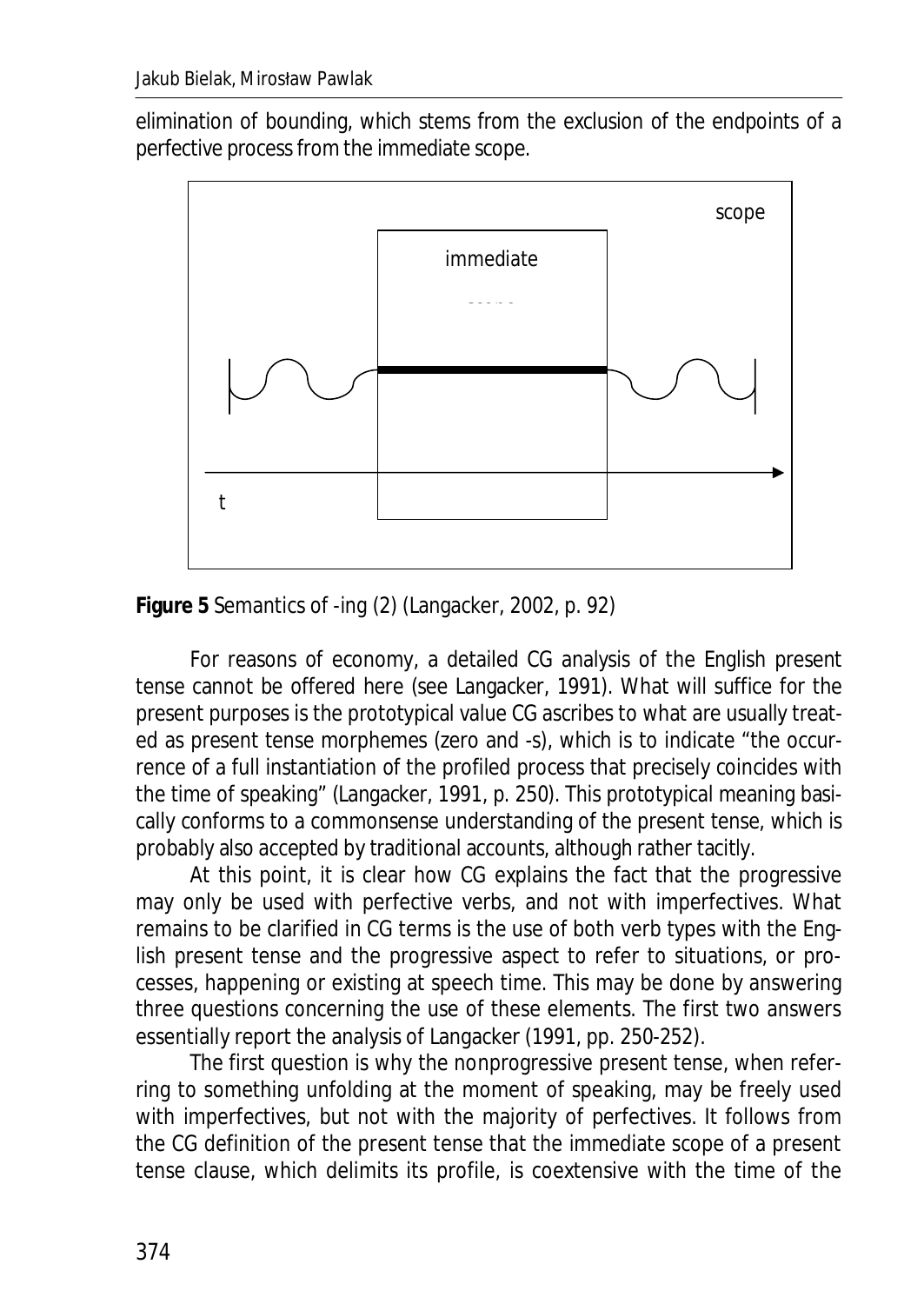elimination of bounding, which stems from the exclusion of the endpoints of a perfective process from the immediate scope.

**Figure 5** Semantics of -ing (2) (Langacker, 2002, p. 92)

For reasons of economy, a detailed CG analysis of the English present tense cannot be offered here (see Langacker, 1991). What will suffice for the present purposes is the prototypical value CG ascribes to what are usually treated as present tense morphemes (zero and -s), which is to indicate "the occurrence of a full instantiation of the profiled process that precisely coincides with the time of speaking" (Langacker, 1991, p. 250). This prototypical meaning basically conforms to a commonsense understanding of the present tense, which is probably also accepted by traditional accounts, although rather tacitly.

At this point, it is clear how CG explains the fact that the progressive may only be used with perfective verbs, and not with imperfectives. What remains to be clarified in CG terms is the use of both verb types with the English present tense and the progressive aspect to refer to situations, or processes, happening or existing at speech time. This may be done by answering three questions concerning the use of these elements. The first two answers essentially report the analysis of Langacker (1991, pp. 250-252).

The first question is why the nonprogressive present tense, when referring to something unfolding at the moment of speaking, may be freely used with imperfectives, but not with the majority of perfectives. It follows from the CG definition of the present tense that the immediate scope of a present tense clause, which delimits its profile, is coextensive with the time of the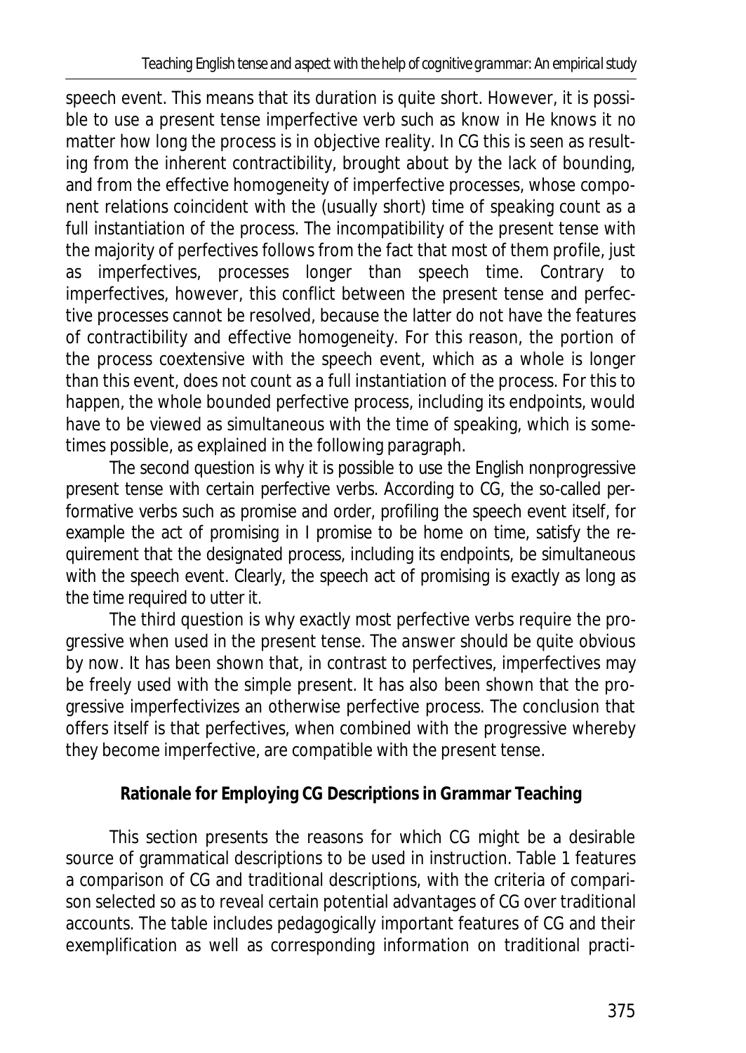speech event. This means that its duration is quite short. However, it is possible to use a present tense imperfective verb such as know in He knows it no matter how long the process is in objective reality. In CG this is seen as resulting from the inherent contractibility, brought about by the lack of bounding, and from the effective homogeneity of imperfective processes, whose component relations coincident with the (usually short) time of speaking count as a full instantiation of the process. The incompatibility of the present tense with the majority of perfectives follows from the fact that most of them profile, just as imperfectives, processes longer than speech time. Contrary to imperfectives, however, this conflict between the present tense and perfective processes cannot be resolved, because the latter do not have the features of contractibility and effective homogeneity. For this reason, the portion of the process coextensive with the speech event, which as a whole is longer than this event, does not count as a full instantiation of the process. For this to happen, the whole bounded perfective process, including its endpoints, would have to be viewed as simultaneous with the time of speaking, which is sometimes possible, as explained in the following paragraph.

The second question is why it is possible to use the English nonprogressive present tense with certain perfective verbs. According to CG, the so-called performative verbs such as promise and order, profiling the speech event itself, for example the act of promising in I promise to be home on time, satisfy the requirement that the designated process, including its endpoints, be simultaneous with the speech event. Clearly, the speech act of promising is exactly as long as the time required to utter it.

The third question is why exactly most perfective verbs require the progressive when used in the present tense. The answer should be quite obvious by now. It has been shown that, in contrast to perfectives, imperfectives may be freely used with the simple present. It has also been shown that the progressive imperfectivizes an otherwise perfective process. The conclusion that offers itself is that perfectives, when combined with the progressive whereby they become imperfective, are compatible with the present tense.

## Rationale for Employing CG Descriptions in Grammar Teaching

This section presents the reasons for which CG might be a desirable source of grammatical descriptions to be used in instruction. Table 1 features a comparison of CG and traditional descriptions, with the criteria of comparison selected so as to reveal certain potential advantages of CG over traditional accounts. The table includes pedagogically important features of CG and their exemplification as well as corresponding information on traditional practi-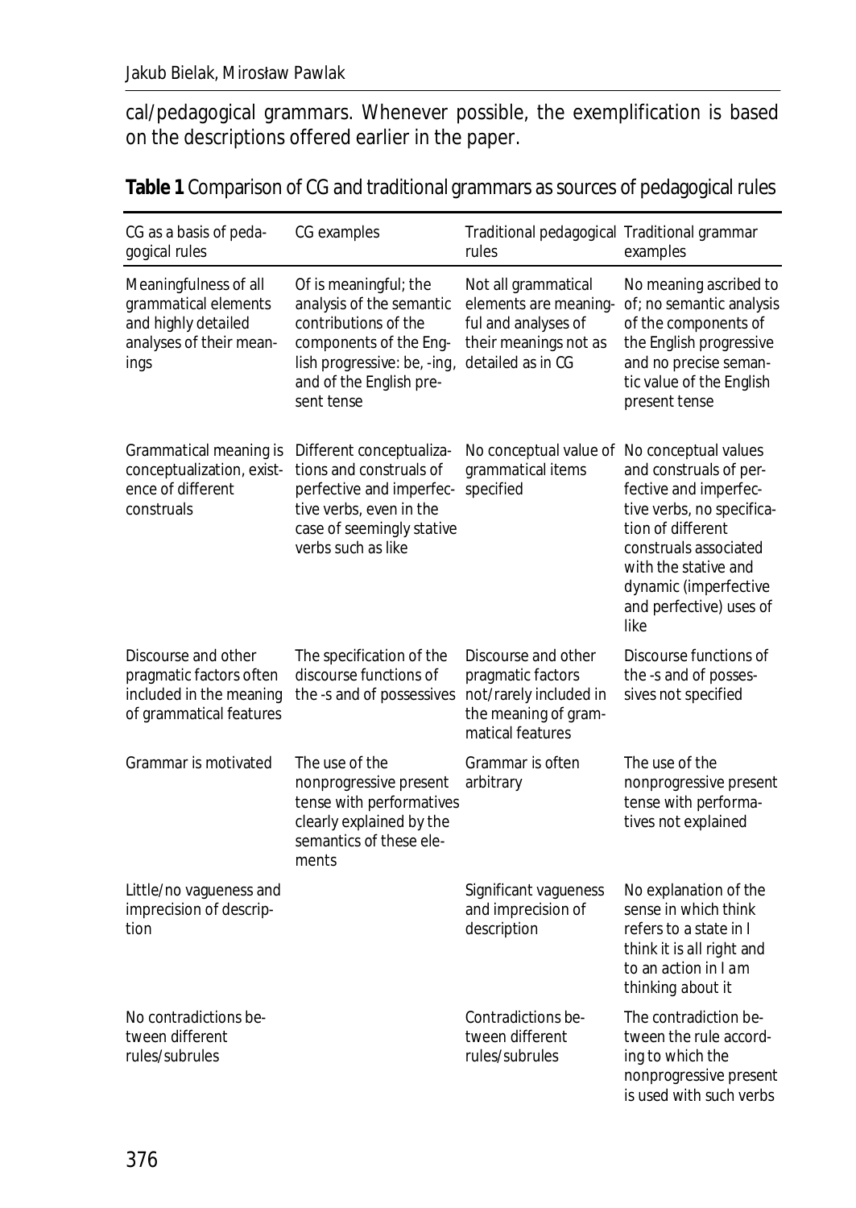cal/pedagogical grammars. Whenever possible, the exemplification is based on the descriptions offered earlier in the paper.

**Table 1** Comparison of CG and traditional grammars as sources of pedagogical rules

| CG as a basis of pedagogical rules | CG examples | Traditional pedagogical rules | Traditional grammar examples |
|---|---|---|---|
| Meaningfulness of all grammatical elements and highly detailed analyses of their meanings | *Of* is meaningful; the analysis of the semantic contributions of the components of the English progressive: *be*, *-ing*, and of the English present tense | Not all grammatical elements are meaningful and analyses of their meanings not as detailed as in CG | No meaning ascribed to *of*; no semantic analysis of the components of the English progressive and no precise semantic value of the English present tense |
| Grammatical meaning is conceptualization, existence of different construals | Different conceptualizations and construals of perfective and imperfective verbs, even in the case of seemingly stative verbs such as *like* | No conceptual value of grammatical items specified | No conceptual values and construals of perfective and imperfective verbs, no specification of different construals associated with the stative and dynamic (imperfective and perfective) uses of *like* |
| Discourse and other pragmatic factors often included in the meaning of grammatical features | The specification of the discourse functions of the -s and of possessives | Discourse and other pragmatic factors not/rarely included in the meaning of grammatical features | Discourse functions of the -s and of possessives not specified |
| Grammar is motivated | The use of the nonprogressive present tense with performatives clearly explained by the semantics of these elements | Grammar is often arbitrary | The use of the nonprogressive present tense with performatives not explained |
| Little/no vagueness and imprecision of description | | Significant vagueness and imprecision of description | No explanation of the sense in which *think* refers to a state in *I think it is all right* and to an action in *I am thinking about it* |
| No contradictions between different rules/subrules | | Contradictions between different rules/subrules | The contradiction between the rule according to which the nonprogressive present is used with such verbs |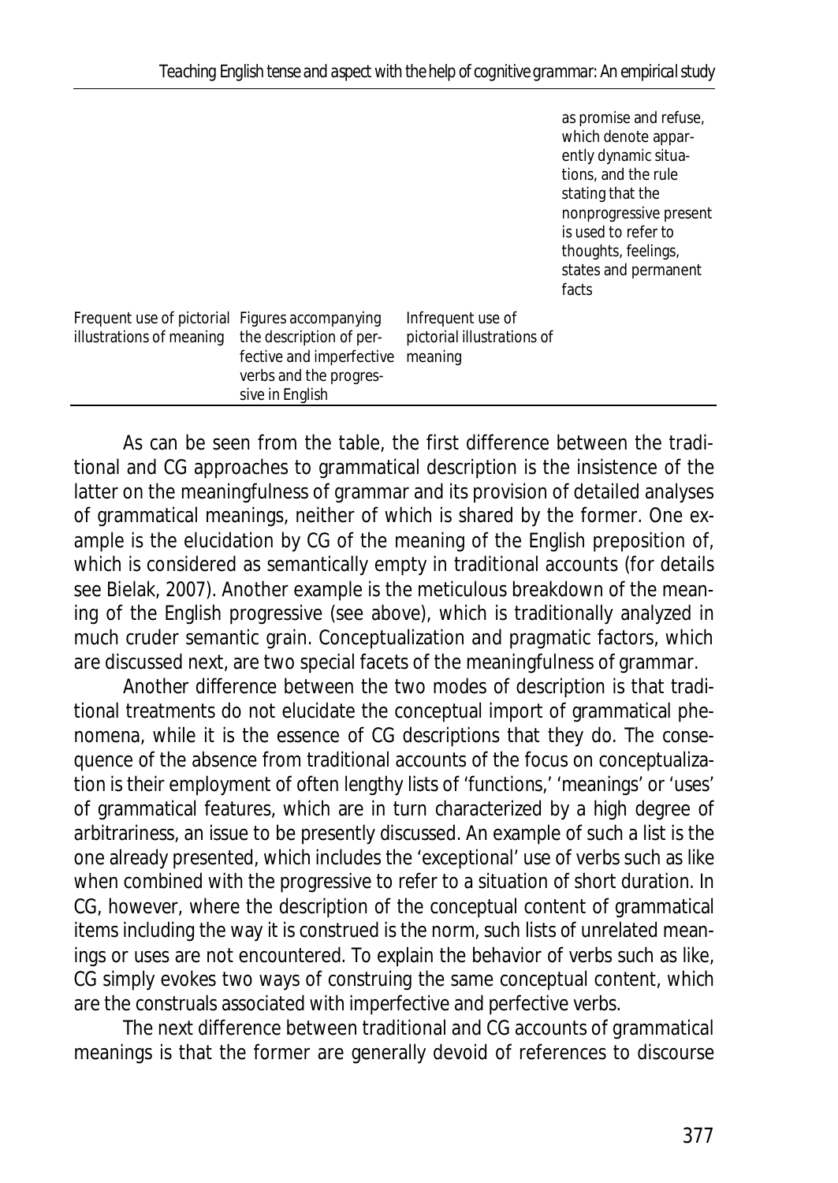| | | | |
|---|---|---|---|
| | | | as promise and refuse, which denote apparently dynamic situations, and the rule stating that the nonprogressive present is used to refer to thoughts, feelings, states and permanent facts |
| Frequent use of pictorial illustrations of meaning | Figures accompanying the description of perfective and imperfective verbs and the progressive in English | Infrequent use of pictorial illustrations of meaning | |

As can be seen from the table, the first difference between the traditional and CG approaches to grammatical description is the insistence of the latter on the meaningfulness of grammar and its provision of detailed analyses of grammatical meanings, neither of which is shared by the former. One example is the elucidation by CG of the meaning of the English preposition of, which is considered as semantically empty in traditional accounts (for details see Bielak, 2007). Another example is the meticulous breakdown of the meaning of the English progressive (see above), which is traditionally analyzed in much cruder semantic grain. Conceptualization and pragmatic factors, which are discussed next, are two special facets of the meaningfulness of grammar.

Another difference between the two modes of description is that traditional treatments do not elucidate the conceptual import of grammatical phenomena, while it is the essence of CG descriptions that they do. The consequence of the absence from traditional accounts of the focus on conceptualization is their employment of often lengthy lists of 'functions,' 'meanings' or 'uses' of grammatical features, which are in turn characterized by a high degree of arbitrariness, an issue to be presently discussed. An example of such a list is the one already presented, which includes the 'exceptional' use of verbs such as like when combined with the progressive to refer to a situation of short duration. In CG, however, where the description of the conceptual content of grammatical items including the way it is construed is the norm, such lists of unrelated meanings or uses are not encountered. To explain the behavior of verbs such as like, CG simply evokes two ways of construing the same conceptual content, which are the construals associated with imperfective and perfective verbs.

The next difference between traditional and CG accounts of grammatical meanings is that the former are generally devoid of references to discourse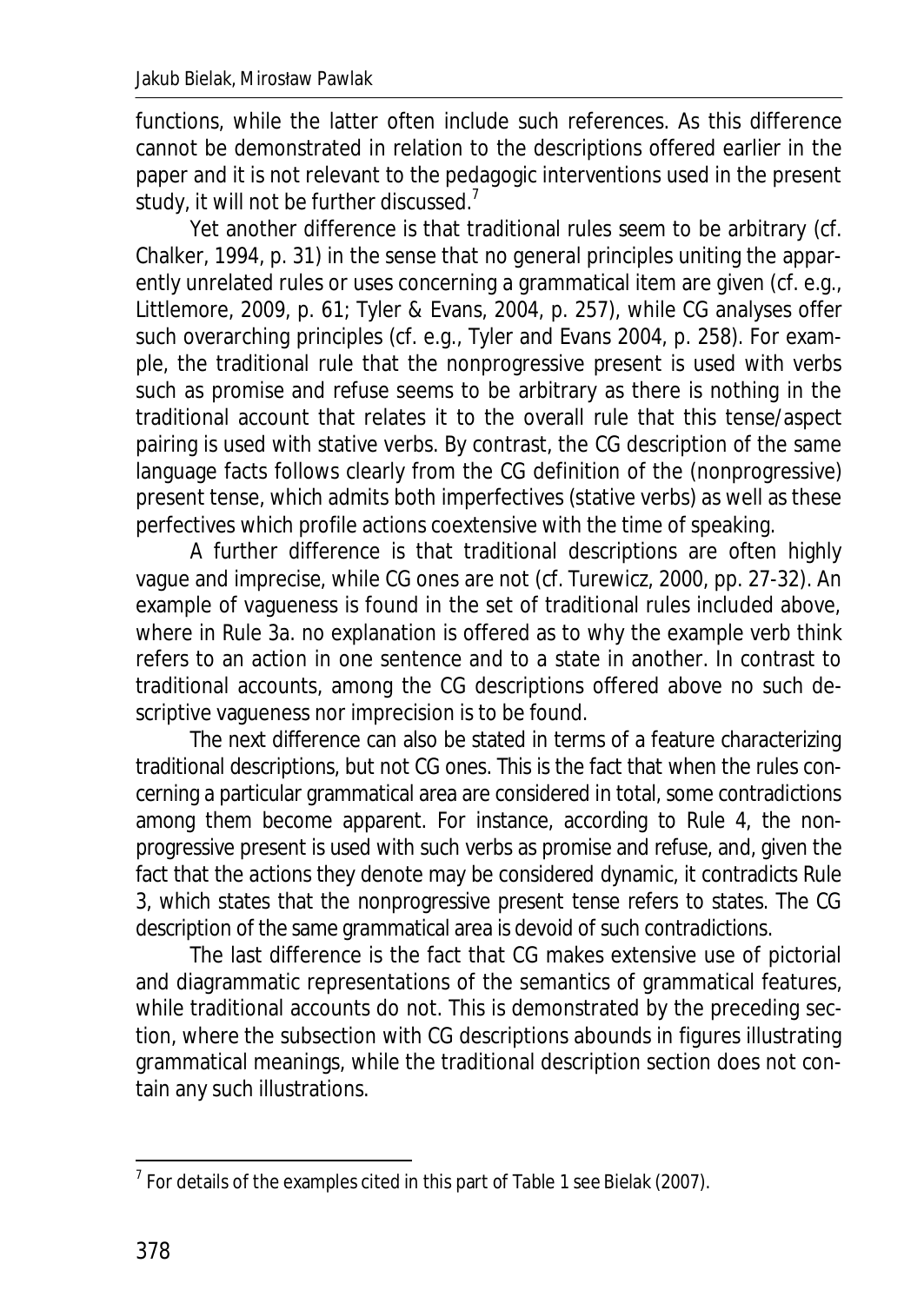functions, while the latter often include such references. As this difference cannot be demonstrated in relation to the descriptions offered earlier in the paper and it is not relevant to the pedagogic interventions used in the present study, it will not be further discussed.[7]

Yet another difference is that traditional rules seem to be arbitrary (cf. Chalker, 1994, p. 31) in the sense that no general principles uniting the apparently unrelated rules or uses concerning a grammatical item are given (cf. e.g., Littlemore, 2009, p. 61; Tyler & Evans, 2004, p. 257), while CG analyses offer such overarching principles (cf. e.g., Tyler and Evans 2004, p. 258). For example, the traditional rule that the nonprogressive present is used with verbs such as promise and refuse seems to be arbitrary as there is nothing in the traditional account that relates it to the overall rule that this tense/aspect pairing is used with stative verbs. By contrast, the CG description of the same language facts follows clearly from the CG definition of the (nonprogressive) present tense, which admits both imperfectives (stative verbs) as well as these perfectives which profile actions coextensive with the time of speaking.

A further difference is that traditional descriptions are often highly vague and imprecise, while CG ones are not (cf. Turewicz, 2000, pp. 27-32). An example of vagueness is found in the set of traditional rules included above, where in Rule 3a. no explanation is offered as to why the example verb think refers to an action in one sentence and to a state in another. In contrast to traditional accounts, among the CG descriptions offered above no such descriptive vagueness nor imprecision is to be found.

The next difference can also be stated in terms of a feature characterizing traditional descriptions, but not CG ones. This is the fact that when the rules concerning a particular grammatical area are considered in total, some contradictions among them become apparent. For instance, according to Rule 4, the nonprogressive present is used with such verbs as promise and refuse, and, given the fact that the actions they denote may be considered dynamic, it contradicts Rule 3, which states that the nonprogressive present tense refers to states. The CG description of the same grammatical area is devoid of such contradictions.

The last difference is the fact that CG makes extensive use of pictorial and diagrammatic representations of the semantics of grammatical features, while traditional accounts do not. This is demonstrated by the preceding section, where the subsection with CG descriptions abounds in figures illustrating grammatical meanings, while the traditional description section does not contain any such illustrations.

---

[7] For details of the examples cited in this part of Table 1 see Bielak (2007).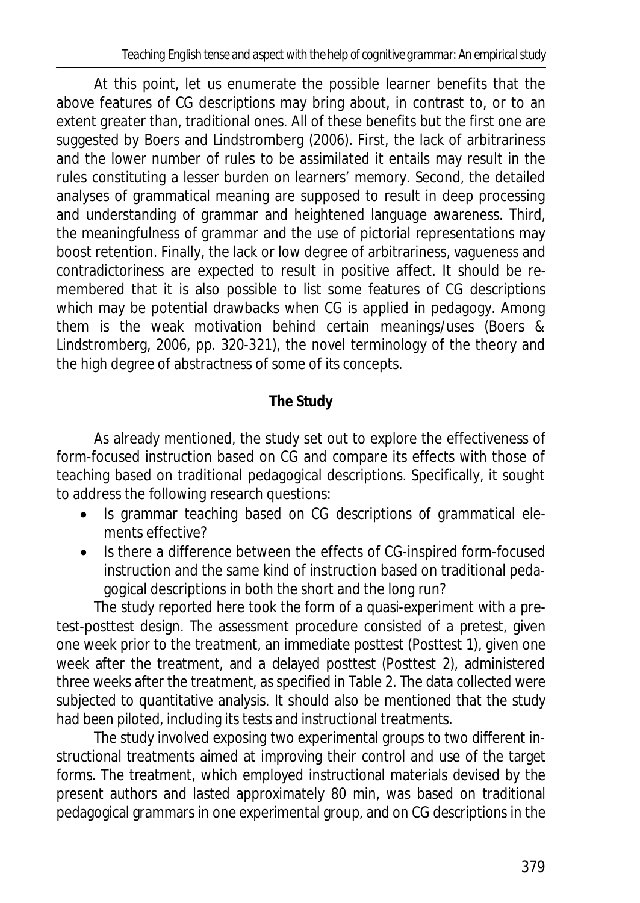At this point, let us enumerate the possible learner benefits that the above features of CG descriptions may bring about, in contrast to, or to an extent greater than, traditional ones. All of these benefits but the first one are suggested by Boers and Lindstromberg (2006). First, the lack of arbitrariness and the lower number of rules to be assimilated it entails may result in the rules constituting a lesser burden on learners' memory. Second, the detailed analyses of grammatical meaning are supposed to result in deep processing and understanding of grammar and heightened language awareness. Third, the meaningfulness of grammar and the use of pictorial representations may boost retention. Finally, the lack or low degree of arbitrariness, vagueness and contradictoriness are expected to result in positive affect. It should be remembered that it is also possible to list some features of CG descriptions which may be potential drawbacks when CG is applied in pedagogy. Among them is the weak motivation behind certain meanings/uses (Boers & Lindstromberg, 2006, pp. 320-321), the novel terminology of the theory and the high degree of abstractness of some of its concepts.

## The Study

As already mentioned, the study set out to explore the effectiveness of form-focused instruction based on CG and compare its effects with those of teaching based on traditional pedagogical descriptions. Specifically, it sought to address the following research questions:

- Is grammar teaching based on CG descriptions of grammatical elements effective?
- Is there a difference between the effects of CG-inspired form-focused instruction and the same kind of instruction based on traditional pedagogical descriptions in both the short and the long run?

The study reported here took the form of a quasi-experiment with a pretest-posttest design. The assessment procedure consisted of a pretest, given one week prior to the treatment, an immediate posttest (Posttest 1), given one week after the treatment, and a delayed posttest (Posttest 2), administered three weeks after the treatment, as specified in Table 2. The data collected were subjected to quantitative analysis. It should also be mentioned that the study had been piloted, including its tests and instructional treatments.

The study involved exposing two experimental groups to two different instructional treatments aimed at improving their control and use of the target forms. The treatment, which employed instructional materials devised by the present authors and lasted approximately 80 min, was based on traditional pedagogical grammars in one experimental group, and on CG descriptions in the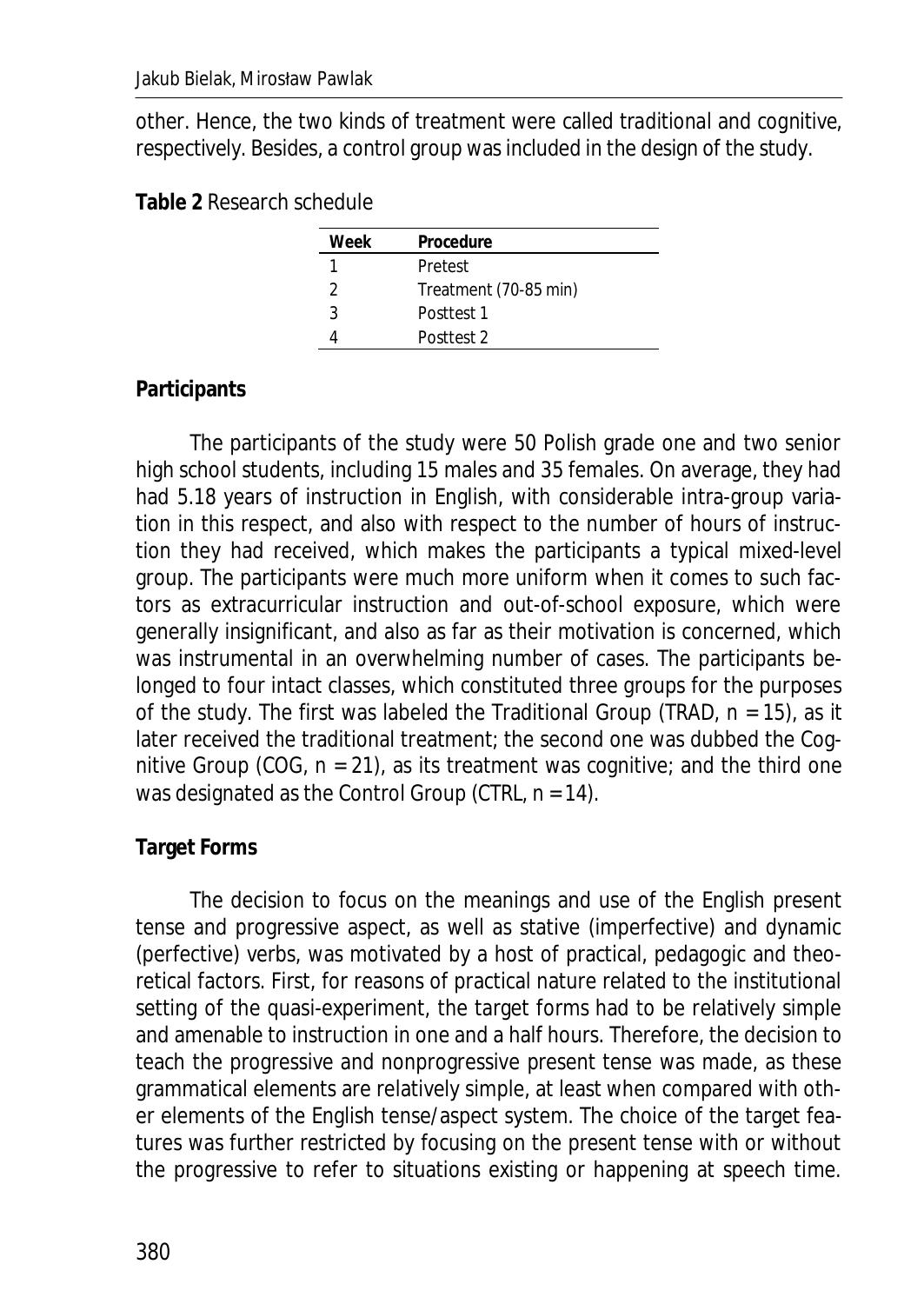other. Hence, the two kinds of treatment were called *traditional* and *cognitive*, respectively. Besides, a control group was included in the design of the study.

**Table 2** Research schedule

| Week | Procedure |
|---|---|
| 1 | Pretest |
| 2 | Treatment (70-85 min) |
| 3 | Posttest 1 |
| 4 | Posttest 2 |

**Participants**

The participants of the study were 50 Polish grade one and two senior high school students, including 15 males and 35 females. On average, they had had 5.18 years of instruction in English, with considerable intra-group variation in this respect, and also with respect to the number of hours of instruction they had received, which makes the participants a typical mixed-level group. The participants were much more uniform when it comes to such factors as extracurricular instruction and out-of-school exposure, which were generally insignificant, and also as far as their motivation is concerned, which was instrumental in an overwhelming number of cases. The participants belonged to four intact classes, which constituted three groups for the purposes of the study. The first was labeled the Traditional Group (TRAD, n = 15), as it later received the traditional treatment; the second one was dubbed the Cognitive Group (COG, n = 21), as its treatment was cognitive; and the third one was designated as the Control Group (CTRL, n = 14).

**Target Forms**

The decision to focus on the meanings and use of the English present tense and progressive aspect, as well as stative (imperfective) and dynamic (perfective) verbs, was motivated by a host of practical, pedagogic and theoretical factors. First, for reasons of practical nature related to the institutional setting of the quasi-experiment, the target forms had to be relatively simple and amenable to instruction in one and a half hours. Therefore, the decision to teach the progressive and nonprogressive present tense was made, as these grammatical elements are relatively simple, at least when compared with other elements of the English tense/aspect system. The choice of the target features was further restricted by focusing on the present tense with or without the progressive to refer to situations existing or happening at speech time.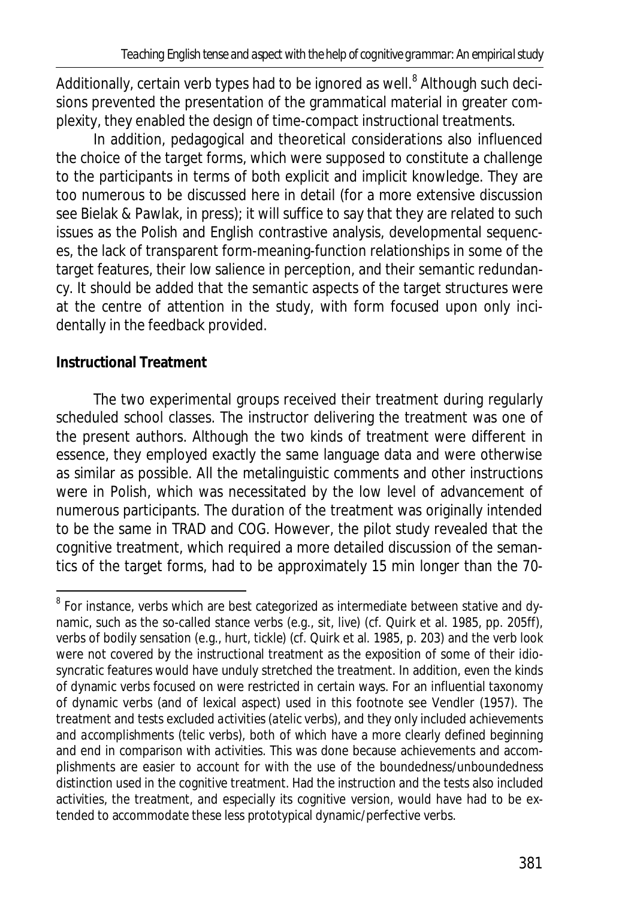Additionally, certain verb types had to be ignored as well.[8] Although such decisions prevented the presentation of the grammatical material in greater complexity, they enabled the design of time-compact instructional treatments.

In addition, pedagogical and theoretical considerations also influenced the choice of the target forms, which were supposed to constitute a challenge to the participants in terms of both explicit and implicit knowledge. They are too numerous to be discussed here in detail (for a more extensive discussion see Bielak & Pawlak, in press); it will suffice to say that they are related to such issues as the Polish and English contrastive analysis, developmental sequences, the lack of transparent form-meaning-function relationships in some of the target features, their low salience in perception, and their semantic redundancy. It should be added that the semantic aspects of the target structures were at the centre of attention in the study, with form focused upon only incidentally in the feedback provided.

**Instructional Treatment**

The two experimental groups received their treatment during regularly scheduled school classes. The instructor delivering the treatment was one of the present authors. Although the two kinds of treatment were different in essence, they employed exactly the same language data and were otherwise as similar as possible. All the metalinguistic comments and other instructions were in Polish, which was necessitated by the low level of advancement of numerous participants. The duration of the treatment was originally intended to be the same in TRAD and COG. However, the pilot study revealed that the cognitive treatment, which required a more detailed discussion of the semantics of the target forms, had to be approximately 15 min longer than the 70-

---

[8] For instance, verbs which are best categorized as intermediate between stative and dynamic, such as the so-called stance verbs (e.g., *sit*, *live*) (cf. Quirk et al. 1985, pp. 205ff), verbs of bodily sensation (e.g., *hurt*, *tickle*) (cf. Quirk et al. 1985, p. 203) and the verb *look* were not covered by the instructional treatment as the exposition of some of their idiosyncratic features would have unduly stretched the treatment. In addition, even the kinds of dynamic verbs focused on were restricted in certain ways. For an influential taxonomy of dynamic verbs (and of lexical aspect) used in this footnote see Vendler (1957). The treatment and tests excluded *activities* (atelic verbs), and they only included *achievements* and *accomplishments* (telic verbs), both of which have a more clearly defined beginning and end in comparison with *activities*. This was done because achievements and accomplishments are easier to account for with the use of the boundedness/unboundedness distinction used in the cognitive treatment. Had the instruction and the tests also included activities, the treatment, and especially its cognitive version, would have had to be extended to accommodate these less prototypical dynamic/perfective verbs.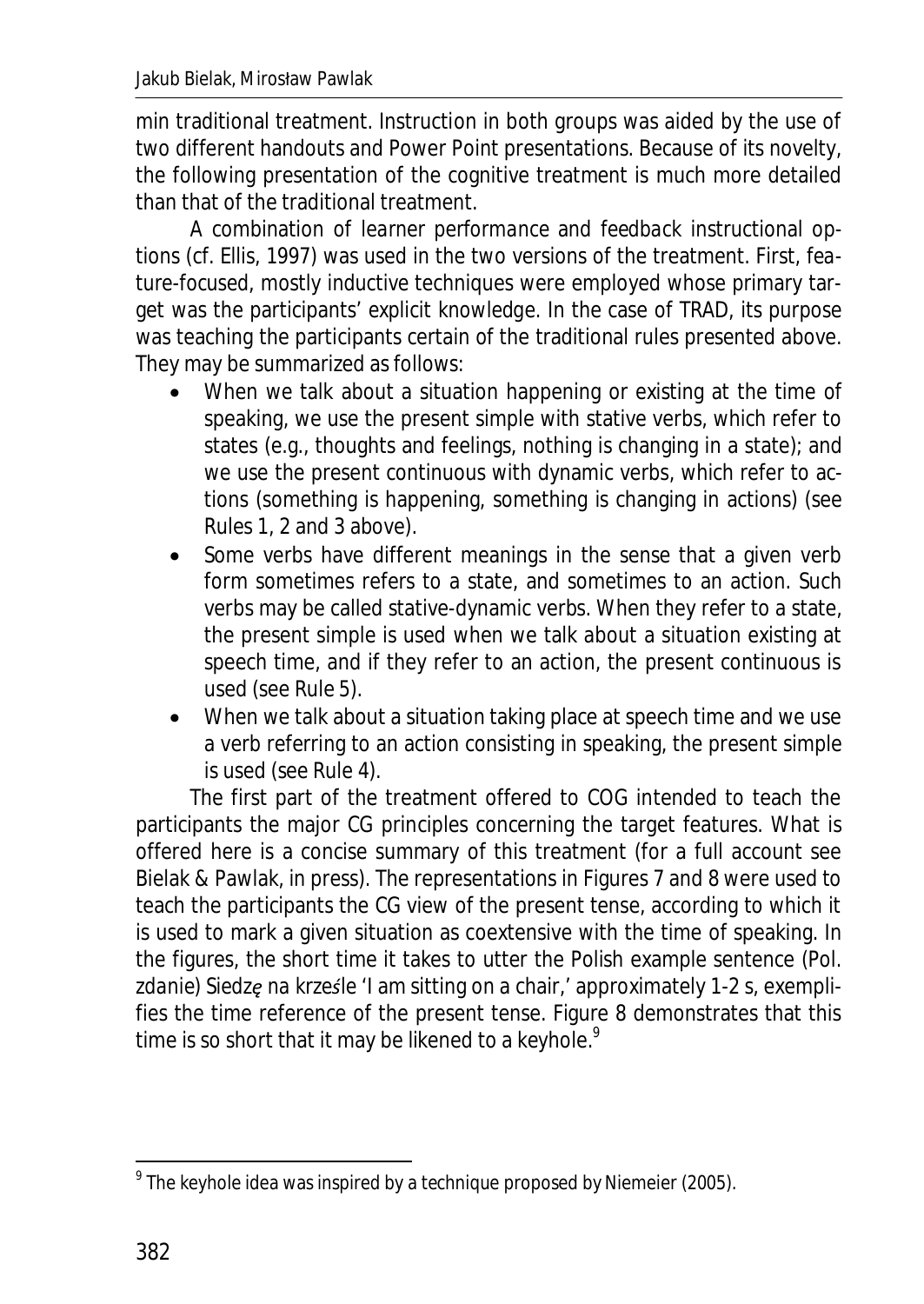min traditional treatment. Instruction in both groups was aided by the use of two different handouts and Power Point presentations. Because of its novelty, the following presentation of the cognitive treatment is much more detailed than that of the traditional treatment.

A combination of *learner performance* and *feedback* instructional options (cf. Ellis, 1997) was used in the two versions of the treatment. First, feature-focused, mostly inductive techniques were employed whose primary target was the participants' explicit knowledge. In the case of TRAD, its purpose was teaching the participants certain of the traditional rules presented above. They may be summarized as follows:

- When we talk about a situation happening or existing at the time of speaking, we use the present simple with stative verbs, which refer to states (e.g., thoughts and feelings, nothing is changing in a state); and we use the present continuous with dynamic verbs, which refer to actions (something is happening, something is changing in actions) (see Rules 1, 2 and 3 above).
- Some verbs have different meanings in the sense that a given verb form sometimes refers to a state, and sometimes to an action. Such verbs may be called stative-dynamic verbs. When they refer to a state, the present simple is used when we talk about a situation existing at speech time, and if they refer to an action, the present continuous is used (see Rule 5).
- When we talk about a situation taking place at speech time and we use a verb referring to an action consisting in speaking, the present simple is used (see Rule 4).

The first part of the treatment offered to COG intended to teach the participants the major CG principles concerning the target features. What is offered here is a concise summary of this treatment (for a full account see Bielak & Pawlak, in press). The representations in Figures 7 and 8 were used to teach the participants the CG view of the present tense, according to which it is used to mark a given situation as coextensive with the time of speaking. In the figures, the short time it takes to utter the Polish example sentence (Pol. *zdanie*) *Siedzę na krześle* 'I am sitting on a chair,' approximately 1-2 s, exemplifies the time reference of the present tense. Figure 8 demonstrates that this time is so short that it may be likened to a keyhole.[9]

[9] The keyhole idea was inspired by a technique proposed by Niemeier (2005).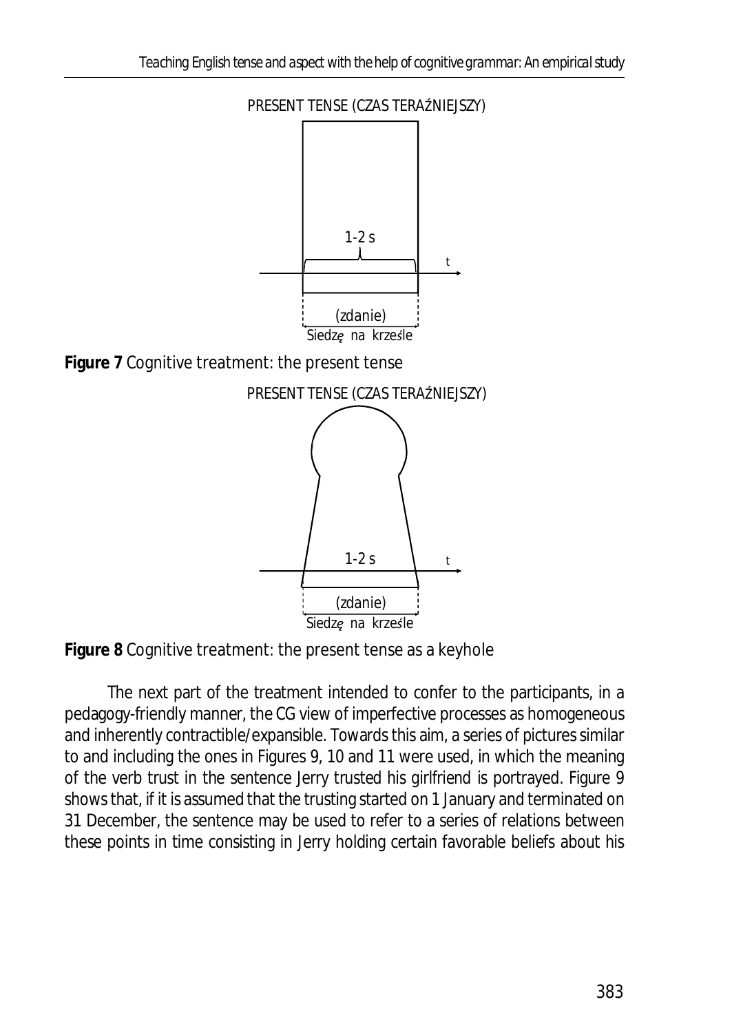PRESENT TENSE (CZAS TERAŹNIEJSZY)

1-2 s

t

(zdanie)

Siedzę na krześle

**Figure 7** Cognitive treatment: the present tense

PRESENT TENSE (CZAS TERAŹNIEJSZY)

1-2 s

t

(zdanie)

Siedzę na krześle

**Figure 8** Cognitive treatment: the present tense as a keyhole

The next part of the treatment intended to confer to the participants, in a pedagogy-friendly manner, the CG view of imperfective processes as homogeneous and inherently contractible/expansible. Towards this aim, a series of pictures similar to and including the ones in Figures 9, 10 and 11 were used, in which the meaning of the verb trust in the sentence Jerry trusted his girlfriend is portrayed. Figure 9 shows that, if it is assumed that the trusting started on 1 January and terminated on 31 December, the sentence may be used to refer to a series of relations between these points in time consisting in Jerry holding certain favorable beliefs about his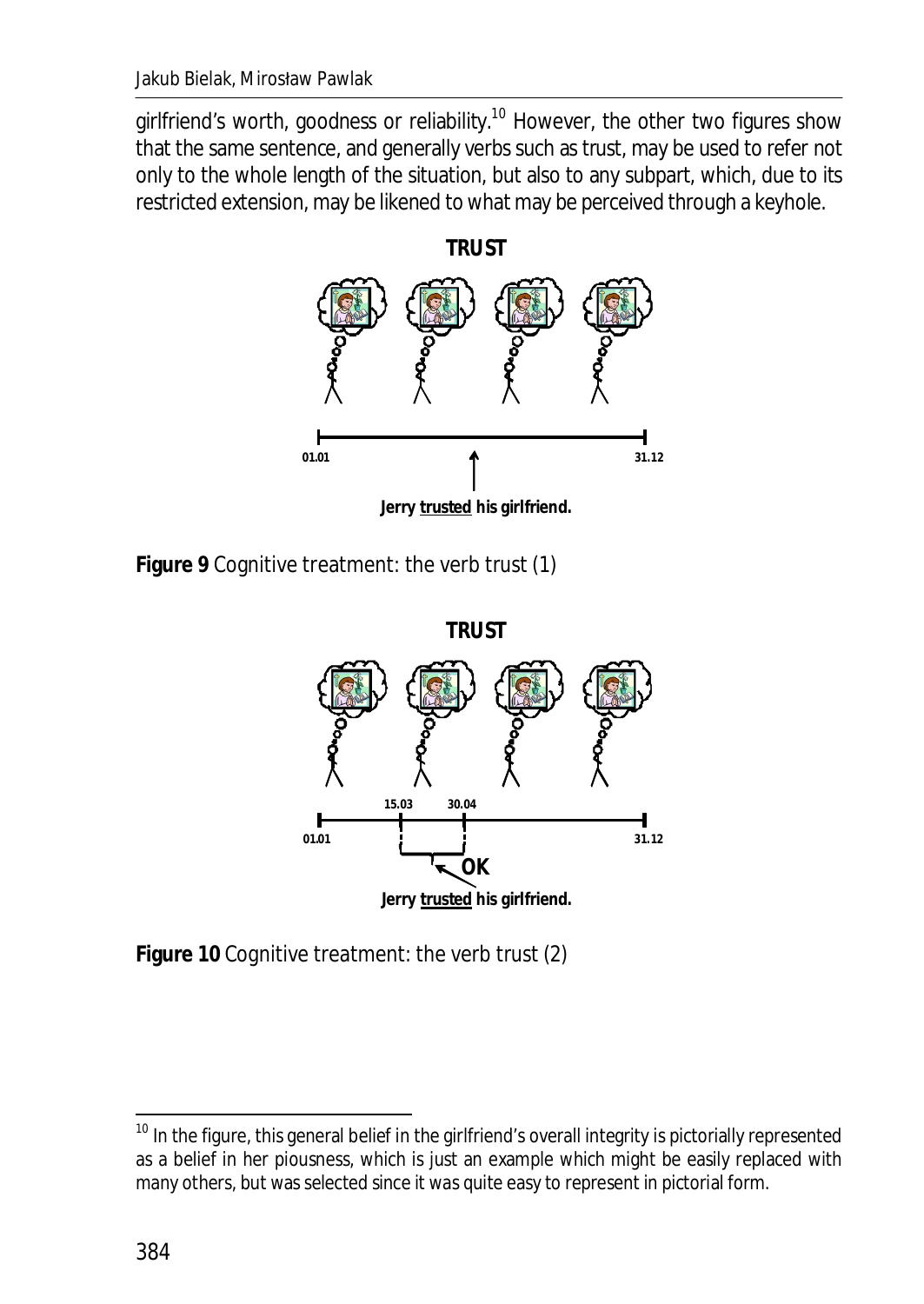girlfriend's worth, goodness or reliability.[10] However, the other two figures show that the same sentence, and generally verbs such as trust, may be used to refer not only to the whole length of the situation, but also to any subpart, which, due to its restricted extension, may be likened to what may be perceived through a keyhole.

**Figure 9** Cognitive treatment: the verb trust (1)

**Figure 10** Cognitive treatment: the verb trust (2)

[10] In the figure, this general belief in the girlfriend's overall integrity is pictorially represented as a belief in her piousness, which is just an example which might be easily replaced with many others, but was selected since it was quite easy to represent in pictorial form.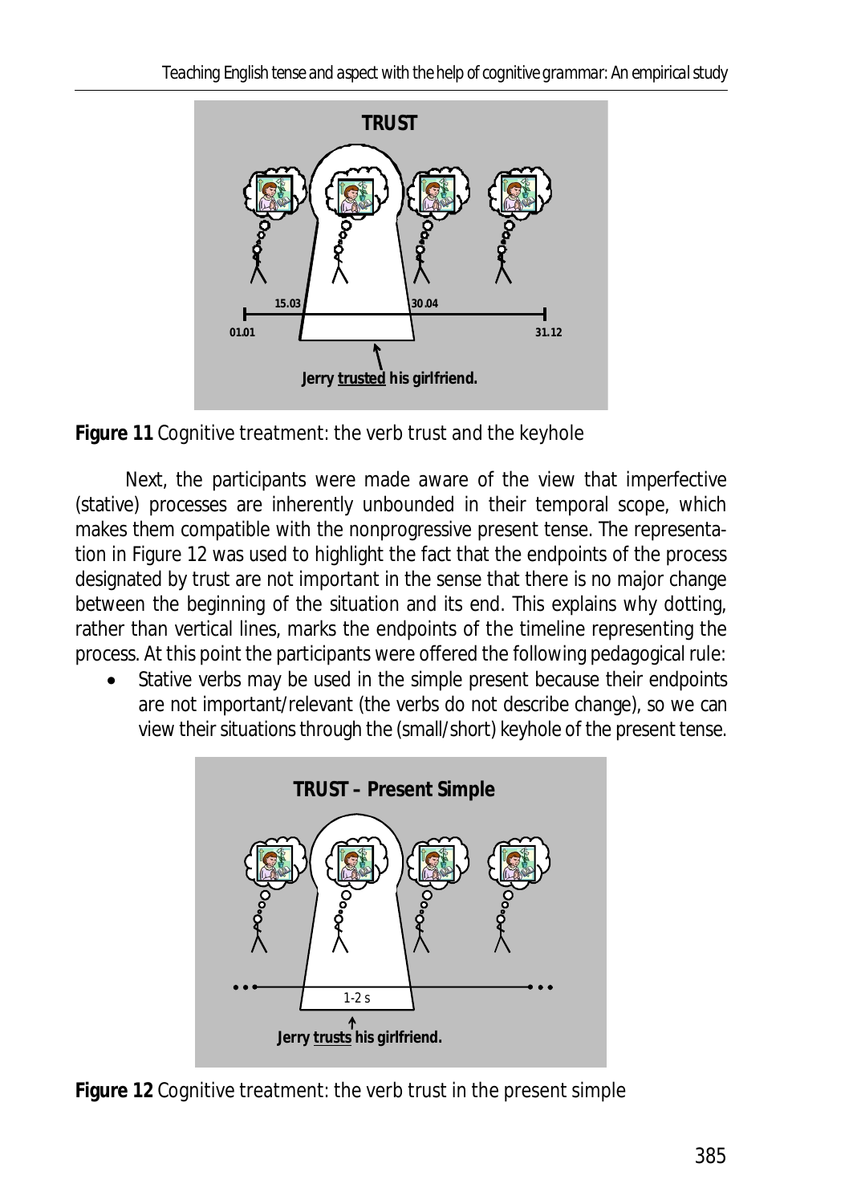**Figure 11** Cognitive treatment: the verb trust and the keyhole

Next, the participants were made aware of the view that imperfective (stative) processes are inherently unbounded in their temporal scope, which makes them compatible with the nonprogressive present tense. The representation in Figure 12 was used to highlight the fact that the endpoints of the process designated by trust are not important in the sense that there is no major change between the beginning of the situation and its end. This explains why dotting, rather than vertical lines, marks the endpoints of the timeline representing the process. At this point the participants were offered the following pedagogical rule:

- Stative verbs may be used in the simple present because their endpoints are not important/relevant (the verbs do not describe change), so we can view their situations through the (small/short) keyhole of the present tense.

**Figure 12** Cognitive treatment: the verb trust in the present simple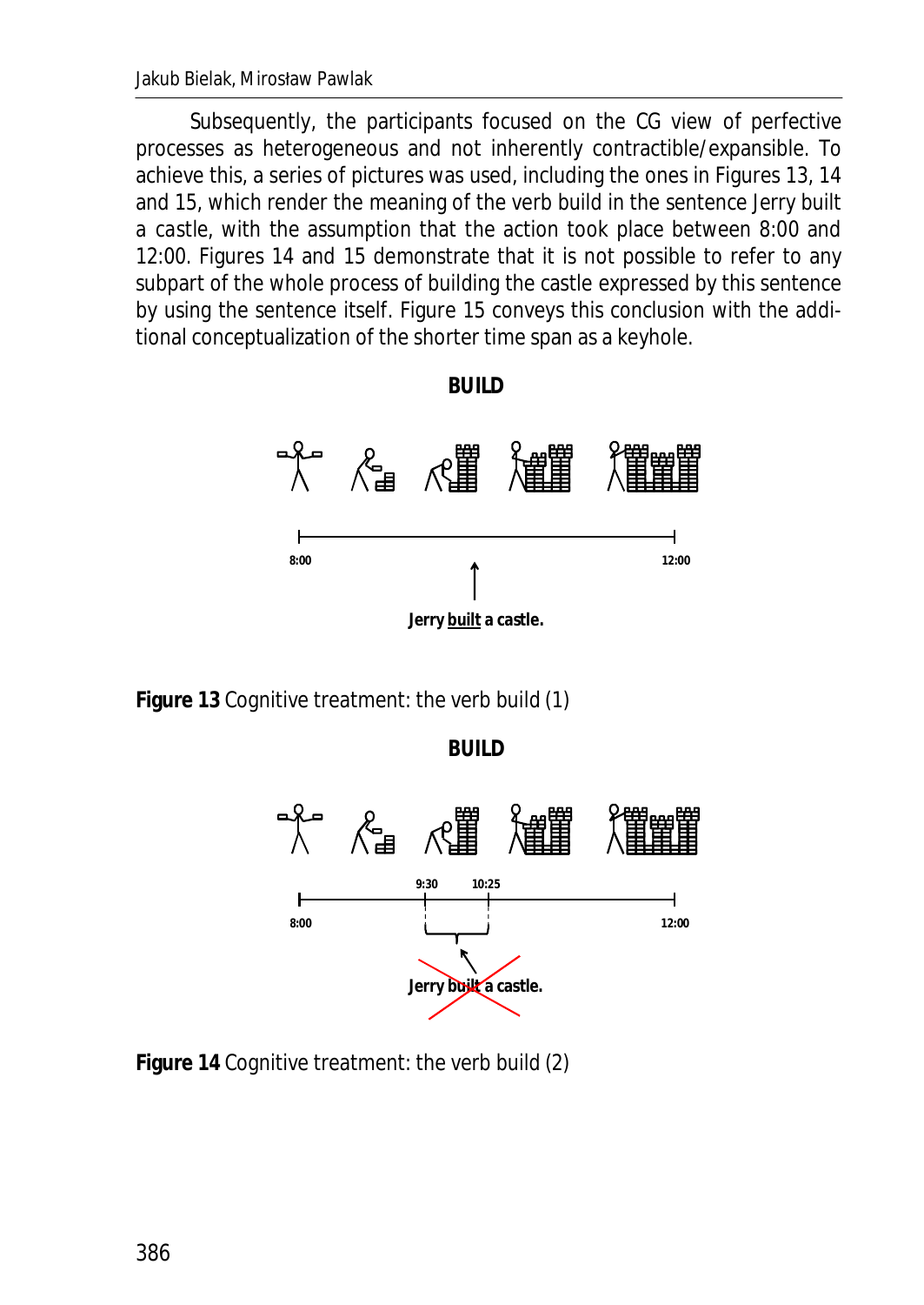Subsequently, the participants focused on the CG view of perfective processes as heterogeneous and not inherently contractible/expansible. To achieve this, a series of pictures was used, including the ones in Figures 13, 14 and 15, which render the meaning of the verb build in the sentence Jerry built a castle, with the assumption that the action took place between 8:00 and 12:00. Figures 14 and 15 demonstrate that it is not possible to refer to any subpart of the whole process of building the castle expressed by this sentence by using the sentence itself. Figure 15 conveys this conclusion with the additional conceptualization of the shorter time span as a keyhole.

**BUILD**

8:00 — 12:00

**Jerry built a castle.**

**Figure 13** Cognitive treatment: the verb build (1)

**BUILD**

8:00 — 9:30 — 10:25 — 12:00

~~**Jerry built a castle.**~~

**Figure 14** Cognitive treatment: the verb build (2)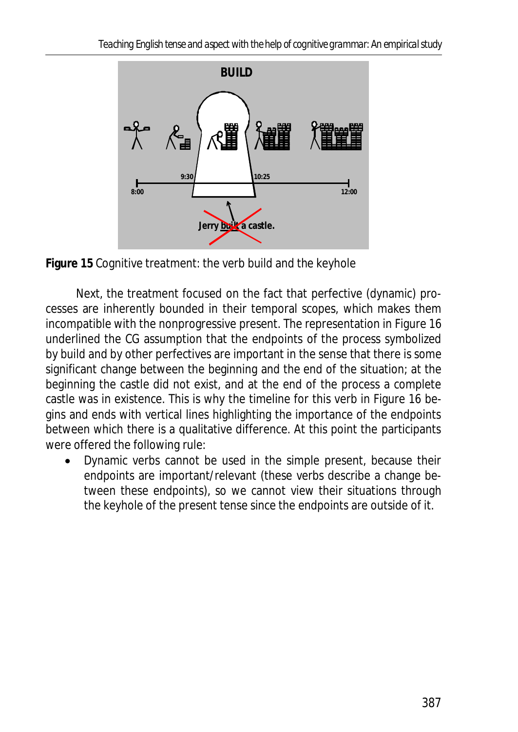**Figure 15** Cognitive treatment: the verb build and the keyhole

Next, the treatment focused on the fact that perfective (dynamic) processes are inherently bounded in their temporal scopes, which makes them incompatible with the nonprogressive present. The representation in Figure 16 underlined the CG assumption that the endpoints of the process symbolized by build and by other perfectives are important in the sense that there is some significant change between the beginning and the end of the situation; at the beginning the castle did not exist, and at the end of the process a complete castle was in existence. This is why the timeline for this verb in Figure 16 begins and ends with vertical lines highlighting the importance of the endpoints between which there is a qualitative difference. At this point the participants were offered the following rule:

- Dynamic verbs cannot be used in the simple present, because their endpoints are important/relevant (these verbs describe a change between these endpoints), so we cannot view their situations through the keyhole of the present tense since the endpoints are outside of it.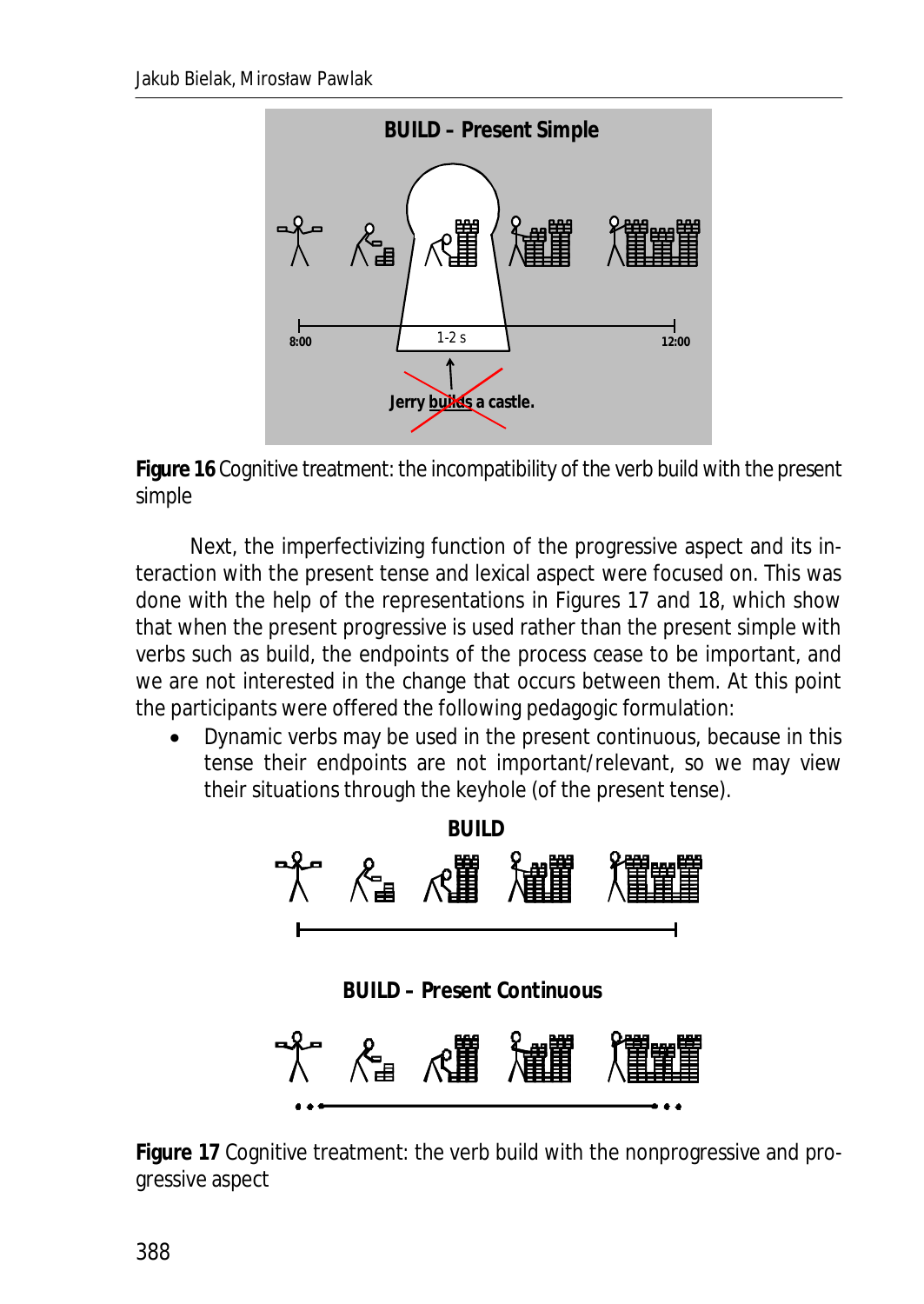**Figure 16** Cognitive treatment: the incompatibility of the verb build with the present simple

Next, the imperfectivizing function of the progressive aspect and its interaction with the present tense and lexical aspect were focused on. This was done with the help of the representations in Figures 17 and 18, which show that when the present progressive is used rather than the present simple with verbs such as build, the endpoints of the process cease to be important, and we are not interested in the change that occurs between them. At this point the participants were offered the following pedagogic formulation:

- Dynamic verbs may be used in the present continuous, because in this tense their endpoints are not important/relevant, so we may view their situations through the keyhole (of the present tense).

**Figure 17** Cognitive treatment: the verb build with the nonprogressive and progressive aspect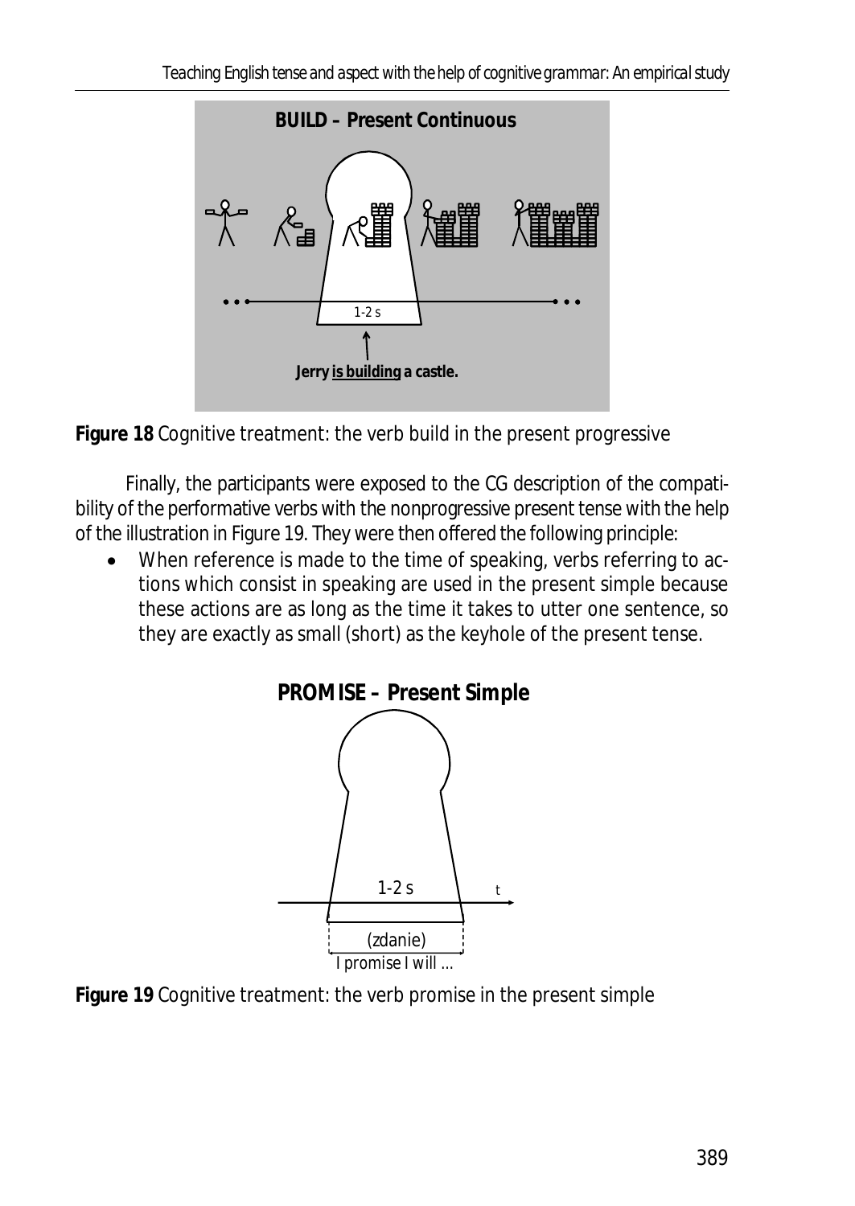**Figure 18** Cognitive treatment: the verb build in the present progressive

Finally, the participants were exposed to the CG description of the compatibility of the performative verbs with the nonprogressive present tense with the help of the illustration in Figure 19. They were then offered the following principle:

- When reference is made to the time of speaking, verbs referring to actions which consist in speaking are used in the present simple because these actions are as long as the time it takes to utter one sentence, so they are exactly as small (short) as the keyhole of the present tense.

**Figure 19** Cognitive treatment: the verb promise in the present simple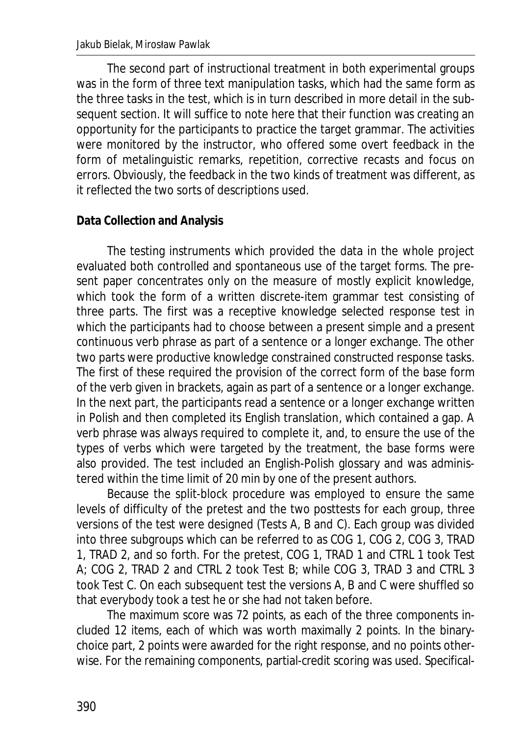The second part of instructional treatment in both experimental groups was in the form of three text manipulation tasks, which had the same form as the three tasks in the test, which is in turn described in more detail in the subsequent section. It will suffice to note here that their function was creating an opportunity for the participants to practice the target grammar. The activities were monitored by the instructor, who offered some overt feedback in the form of metalinguistic remarks, repetition, corrective recasts and focus on errors. Obviously, the feedback in the two kinds of treatment was different, as it reflected the two sorts of descriptions used.

**Data Collection and Analysis**

The testing instruments which provided the data in the whole project evaluated both controlled and spontaneous use of the target forms. The present paper concentrates only on the measure of mostly explicit knowledge, which took the form of a written discrete-item grammar test consisting of three parts. The first was a receptive knowledge selected response test in which the participants had to choose between a present simple and a present continuous verb phrase as part of a sentence or a longer exchange. The other two parts were productive knowledge constrained constructed response tasks. The first of these required the provision of the correct form of the base form of the verb given in brackets, again as part of a sentence or a longer exchange. In the next part, the participants read a sentence or a longer exchange written in Polish and then completed its English translation, which contained a gap. A verb phrase was always required to complete it, and, to ensure the use of the types of verbs which were targeted by the treatment, the base forms were also provided. The test included an English-Polish glossary and was administered within the time limit of 20 min by one of the present authors.

Because the split-block procedure was employed to ensure the same levels of difficulty of the pretest and the two posttests for each group, three versions of the test were designed (Tests A, B and C). Each group was divided into three subgroups which can be referred to as COG 1, COG 2, COG 3, TRAD 1, TRAD 2, and so forth. For the pretest, COG 1, TRAD 1 and CTRL 1 took Test A; COG 2, TRAD 2 and CTRL 2 took Test B; while COG 3, TRAD 3 and CTRL 3 took Test C. On each subsequent test the versions A, B and C were shuffled so that everybody took a test he or she had not taken before.

The maximum score was 72 points, as each of the three components included 12 items, each of which was worth maximally 2 points. In the binary-choice part, 2 points were awarded for the right response, and no points otherwise. For the remaining components, partial-credit scoring was used. Specifical-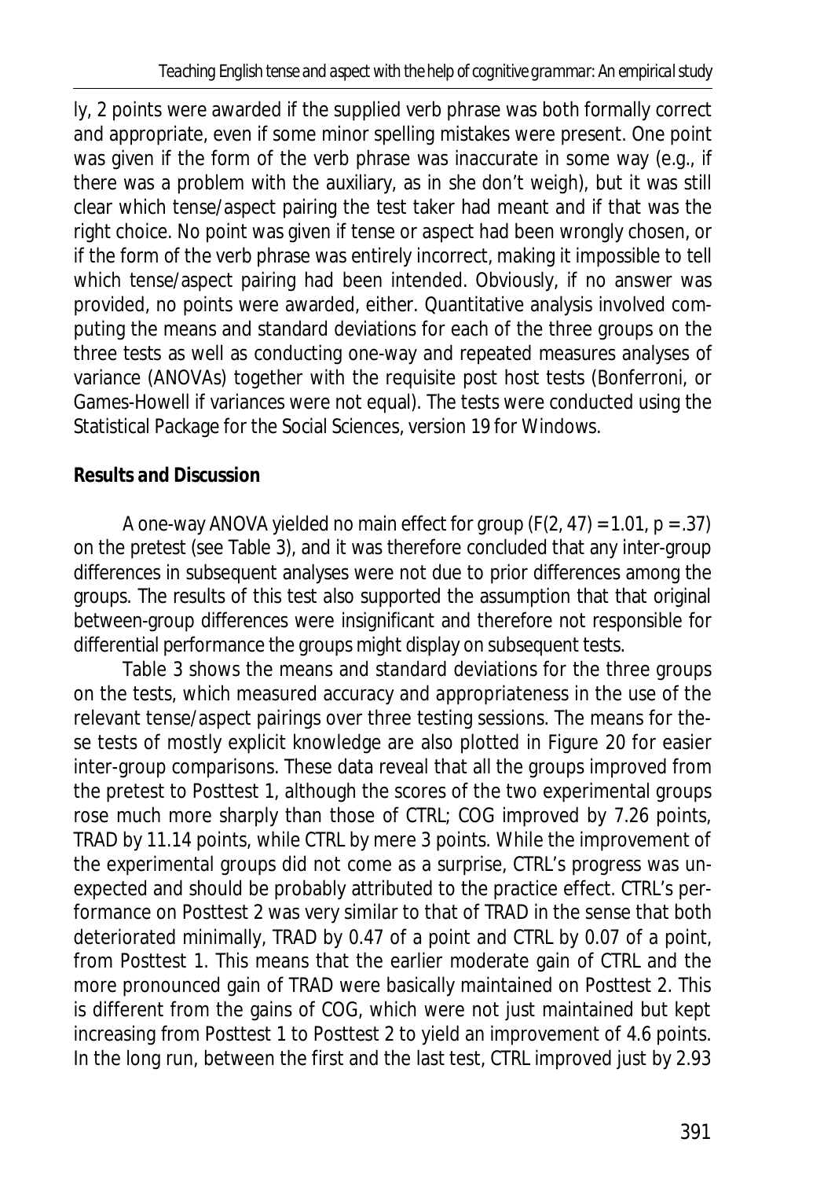ly, 2 points were awarded if the supplied verb phrase was both formally correct and appropriate, even if some minor spelling mistakes were present. One point was given if the form of the verb phrase was inaccurate in some way (e.g., if there was a problem with the auxiliary, as in *she don't weigh*), but it was still clear which tense/aspect pairing the test taker had meant and if that was the right choice. No point was given if tense or aspect had been wrongly chosen, or if the form of the verb phrase was entirely incorrect, making it impossible to tell which tense/aspect pairing had been intended. Obviously, if no answer was provided, no points were awarded, either. Quantitative analysis involved computing the means and standard deviations for each of the three groups on the three tests as well as conducting one-way and repeated measures analyses of variance (ANOVAs) together with the requisite post host tests (Bonferroni, or Games-Howell if variances were not equal). The tests were conducted using the Statistical Package for the Social Sciences, version 19 for Windows.

**Results and Discussion**

A one-way ANOVA yielded no main effect for group ($F(2, 47) = 1.01$, $p = .37$) on the pretest (see Table 3), and it was therefore concluded that any inter-group differences in subsequent analyses were not due to prior differences among the groups. The results of this test also supported the assumption that that original between-group differences were insignificant and therefore not responsible for differential performance the groups might display on subsequent tests.

Table 3 shows the means and standard deviations for the three groups on the tests, which measured accuracy and appropriateness in the use of the relevant tense/aspect pairings over three testing sessions. The means for these tests of mostly explicit knowledge are also plotted in Figure 20 for easier inter-group comparisons. These data reveal that all the groups improved from the pretest to Posttest 1, although the scores of the two experimental groups rose much more sharply than those of CTRL; COG improved by 7.26 points, TRAD by 11.14 points, while CTRL by mere 3 points. While the improvement of the experimental groups did not come as a surprise, CTRL's progress was unexpected and should be probably attributed to the practice effect. CTRL's performance on Posttest 2 was very similar to that of TRAD in the sense that both deteriorated minimally, TRAD by 0.47 of a point and CTRL by 0.07 of a point, from Posttest 1. This means that the earlier moderate gain of CTRL and the more pronounced gain of TRAD were basically maintained on Posttest 2. This is different from the gains of COG, which were not just maintained but kept increasing from Posttest 1 to Posttest 2 to yield an improvement of 4.6 points. In the long run, between the first and the last test, CTRL improved just by 2.93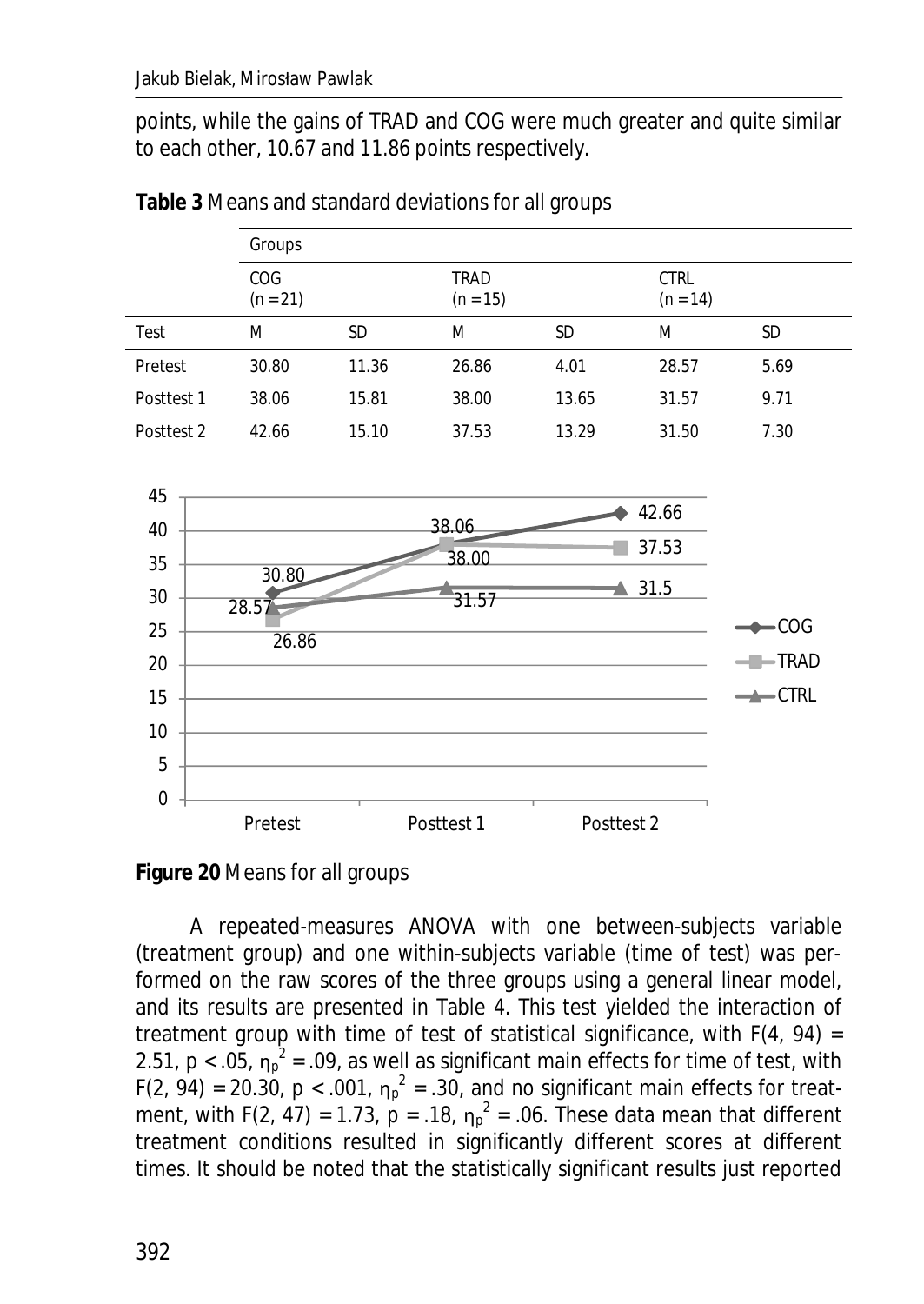points, while the gains of TRAD and COG were much greater and quite similar to each other, 10.67 and 11.86 points respectively.

**Table 3** Means and standard deviations for all groups

| | Groups | | | | | |
|---|---|---|---|---|---|---|
| | COG (n = 21) | | TRAD (n = 15) | | CTRL (n = 14) | |
| Test | M | SD | M | SD | M | SD |
| Pretest | 30.80 | 11.36 | 26.86 | 4.01 | 28.57 | 5.69 |
| Posttest 1 | 38.06 | 15.81 | 38.00 | 13.65 | 31.57 | 9.71 |
| Posttest 2 | 42.66 | 15.10 | 37.53 | 13.29 | 31.50 | 7.30 |

**Figure 20** Means for all groups

A repeated-measures ANOVA with one between-subjects variable (treatment group) and one within-subjects variable (time of test) was performed on the raw scores of the three groups using a general linear model, and its results are presented in Table 4. This test yielded the interaction of treatment group with time of test of statistical significance, with $F(4, 94) = 2.51$, $p < .05$, $\eta_p^2 = .09$, as well as significant main effects for time of test, with $F(2, 94) = 20.30$, $p < .001$, $\eta_p^2 = .30$, and no significant main effects for treatment, with $F(2, 47) = 1.73$, $p = .18$, $\eta_p^2 = .06$. These data mean that different treatment conditions resulted in significantly different scores at different times. It should be noted that the statistically significant results just reported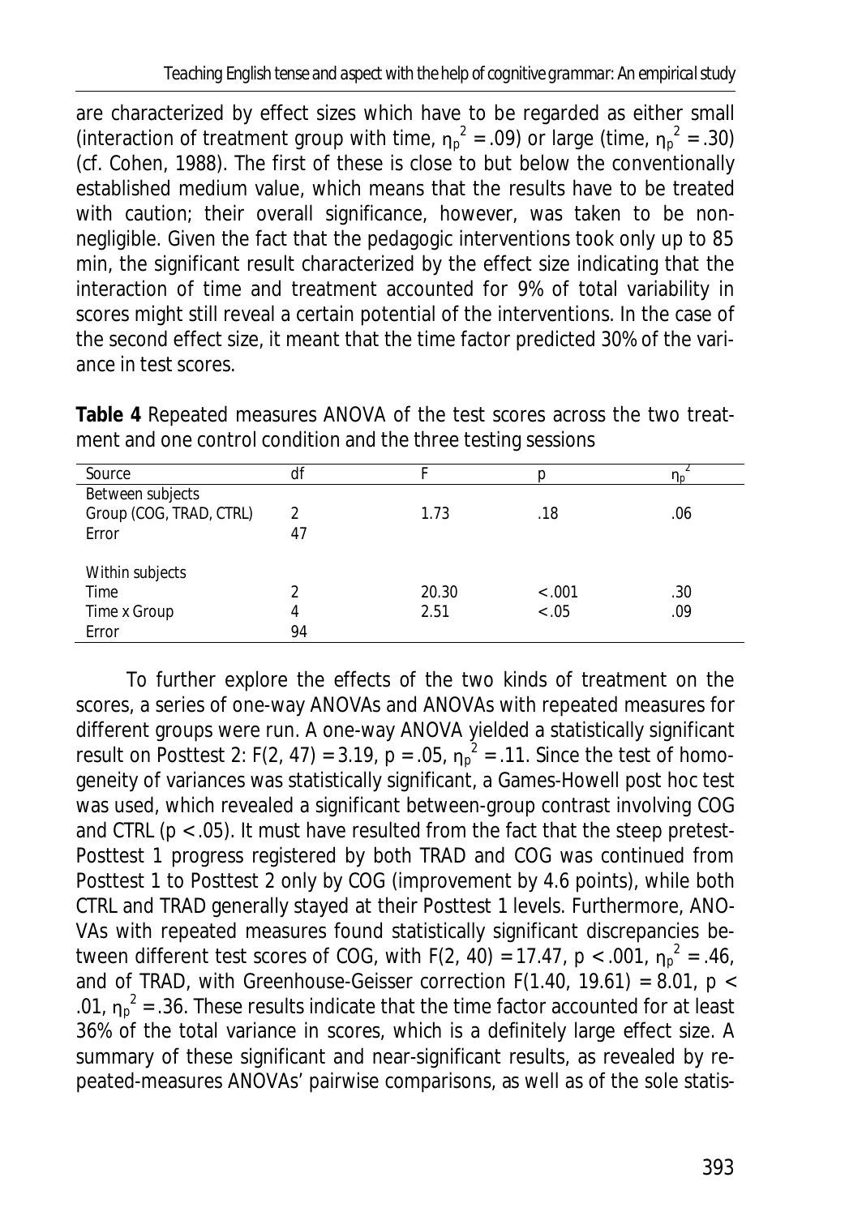are characterized by effect sizes which have to be regarded as either small (interaction of treatment group with time, $\eta_p^2 = .09$) or large (time, $\eta_p^2 = .30$) (cf. Cohen, 1988). The first of these is close to but below the conventionally established medium value, which means that the results have to be treated with caution; their overall significance, however, was taken to be non-negligible. Given the fact that the pedagogic interventions took only up to 85 min, the significant result characterized by the effect size indicating that the interaction of time and treatment accounted for 9% of total variability in scores might still reveal a certain potential of the interventions. In the case of the second effect size, it meant that the time factor predicted 30% of the variance in test scores.

**Table 4** Repeated measures ANOVA of the test scores across the two treatment and one control condition and the three testing sessions

| Source | df | F | p | $\eta_p^2$ |
|---|---|---|---|---|
| Between subjects | | | | |
| Group (COG, TRAD, CTRL) | 2 | 1.73 | .18 | .06 |
| Error | 47 | | | |
| Within subjects | | | | |
| Time | 2 | 20.30 | < .001 | .30 |
| Time x Group | 4 | 2.51 | < .05 | .09 |
| Error | 94 | | | |

To further explore the effects of the two kinds of treatment on the scores, a series of one-way ANOVAs and ANOVAs with repeated measures for different groups were run. A one-way ANOVA yielded a statistically significant result on Posttest 2: $F(2, 47) = 3.19$, $p = .05$, $\eta_p^2 = .11$. Since the test of homogeneity of variances was statistically significant, a Games-Howell post hoc test was used, which revealed a significant between-group contrast involving COG and CTRL ($p < .05$). It must have resulted from the fact that the steep pretest-Posttest 1 progress registered by both TRAD and COG was continued from Posttest 1 to Posttest 2 only by COG (improvement by 4.6 points), while both CTRL and TRAD generally stayed at their Posttest 1 levels. Furthermore, ANOVAs with repeated measures found statistically significant discrepancies between different test scores of COG, with $F(2, 40) = 17.47$, $p < .001$, $\eta_p^2 = .46$, and of TRAD, with Greenhouse-Geisser correction $F(1.40, 19.61) = 8.01$, $p < .01$, $\eta_p^2 = .36$. These results indicate that the time factor accounted for at least 36% of the total variance in scores, which is a definitely large effect size. A summary of these significant and near-significant results, as revealed by repeated-measures ANOVAs' pairwise comparisons, as well as of the sole statis-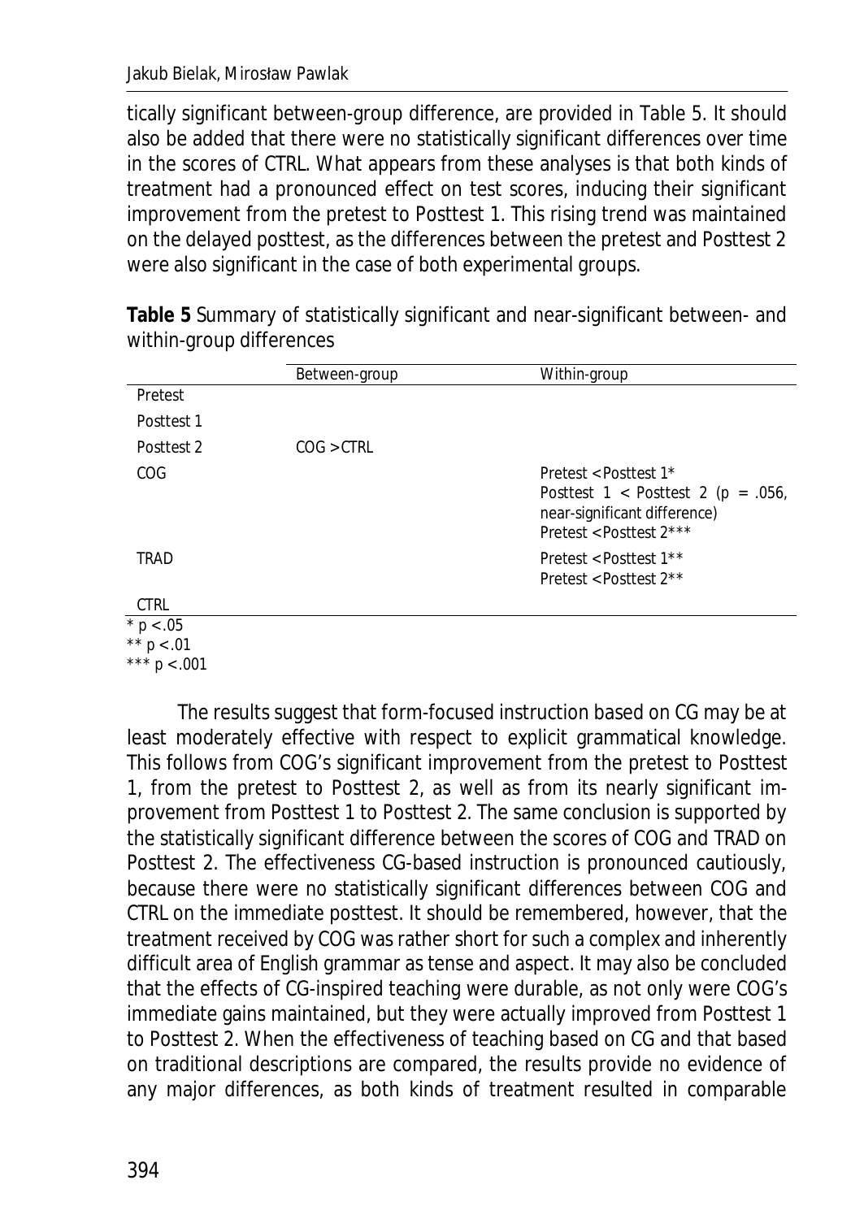tically significant between-group difference, are provided in Table 5. It should also be added that there were no statistically significant differences over time in the scores of CTRL. What appears from these analyses is that both kinds of treatment had a pronounced effect on test scores, inducing their significant improvement from the pretest to Posttest 1. This rising trend was maintained on the delayed posttest, as the differences between the pretest and Posttest 2 were also significant in the case of both experimental groups.

**Table 5** Summary of statistically significant and near-significant between- and within-group differences

| | Between-group | Within-group |
|---|---|---|
| Pretest | | |
| Posttest 1 | | |
| Posttest 2 | COG > CTRL | |
| COG | | Pretest < Posttest 1*<br>Posttest 1 < Posttest 2 ($p = .056$, near-significant difference)<br>Pretest < Posttest 2*** |
| TRAD | | Pretest < Posttest 1**<br>Pretest < Posttest 2** |
| CTRL | | |

\* $p < .05$
\*\* $p < .01$
\*\*\* $p < .001$

The results suggest that form-focused instruction based on CG may be at least moderately effective with respect to explicit grammatical knowledge. This follows from COG's significant improvement from the pretest to Posttest 1, from the pretest to Posttest 2, as well as from its nearly significant improvement from Posttest 1 to Posttest 2. The same conclusion is supported by the statistically significant difference between the scores of COG and TRAD on Posttest 2. The effectiveness CG-based instruction is pronounced cautiously, because there were no statistically significant differences between COG and CTRL on the immediate posttest. It should be remembered, however, that the treatment received by COG was rather short for such a complex and inherently difficult area of English grammar as tense and aspect. It may also be concluded that the effects of CG-inspired teaching were durable, as not only were COG's immediate gains maintained, but they were actually improved from Posttest 1 to Posttest 2. When the effectiveness of teaching based on CG and that based on traditional descriptions are compared, the results provide no evidence of any major differences, as both kinds of treatment resulted in comparable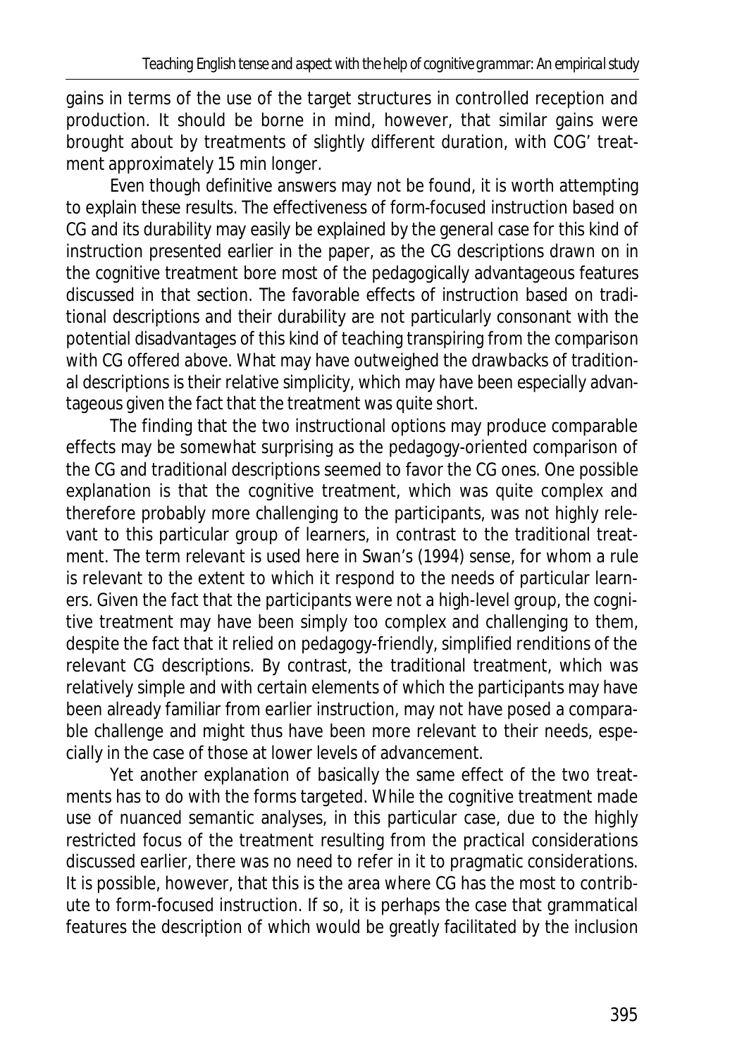gains in terms of the use of the target structures in controlled reception and production. It should be borne in mind, however, that similar gains were brought about by treatments of slightly different duration, with COG' treatment approximately 15 min longer.

Even though definitive answers may not be found, it is worth attempting to explain these results. The effectiveness of form-focused instruction based on CG and its durability may easily be explained by the general case for this kind of instruction presented earlier in the paper, as the CG descriptions drawn on in the cognitive treatment bore most of the pedagogically advantageous features discussed in that section. The favorable effects of instruction based on traditional descriptions and their durability are not particularly consonant with the potential disadvantages of this kind of teaching transpiring from the comparison with CG offered above. What may have outweighed the drawbacks of traditional descriptions is their relative simplicity, which may have been especially advantageous given the fact that the treatment was quite short.

The finding that the two instructional options may produce comparable effects may be somewhat surprising as the pedagogy-oriented comparison of the CG and traditional descriptions seemed to favor the CG ones. One possible explanation is that the cognitive treatment, which was quite complex and therefore probably more challenging to the participants, was not highly relevant to this particular group of learners, in contrast to the traditional treatment. The term relevant is used here in Swan's (1994) sense, for whom a rule is relevant to the extent to which it respond to the needs of particular learners. Given the fact that the participants were not a high-level group, the cognitive treatment may have been simply too complex and challenging to them, despite the fact that it relied on pedagogy-friendly, simplified renditions of the relevant CG descriptions. By contrast, the traditional treatment, which was relatively simple and with certain elements of which the participants may have been already familiar from earlier instruction, may not have posed a comparable challenge and might thus have been more relevant to their needs, especially in the case of those at lower levels of advancement.

Yet another explanation of basically the same effect of the two treatments has to do with the forms targeted. While the cognitive treatment made use of nuanced semantic analyses, in this particular case, due to the highly restricted focus of the treatment resulting from the practical considerations discussed earlier, there was no need to refer in it to pragmatic considerations. It is possible, however, that this is the area where CG has the most to contribute to form-focused instruction. If so, it is perhaps the case that grammatical features the description of which would be greatly facilitated by the inclusion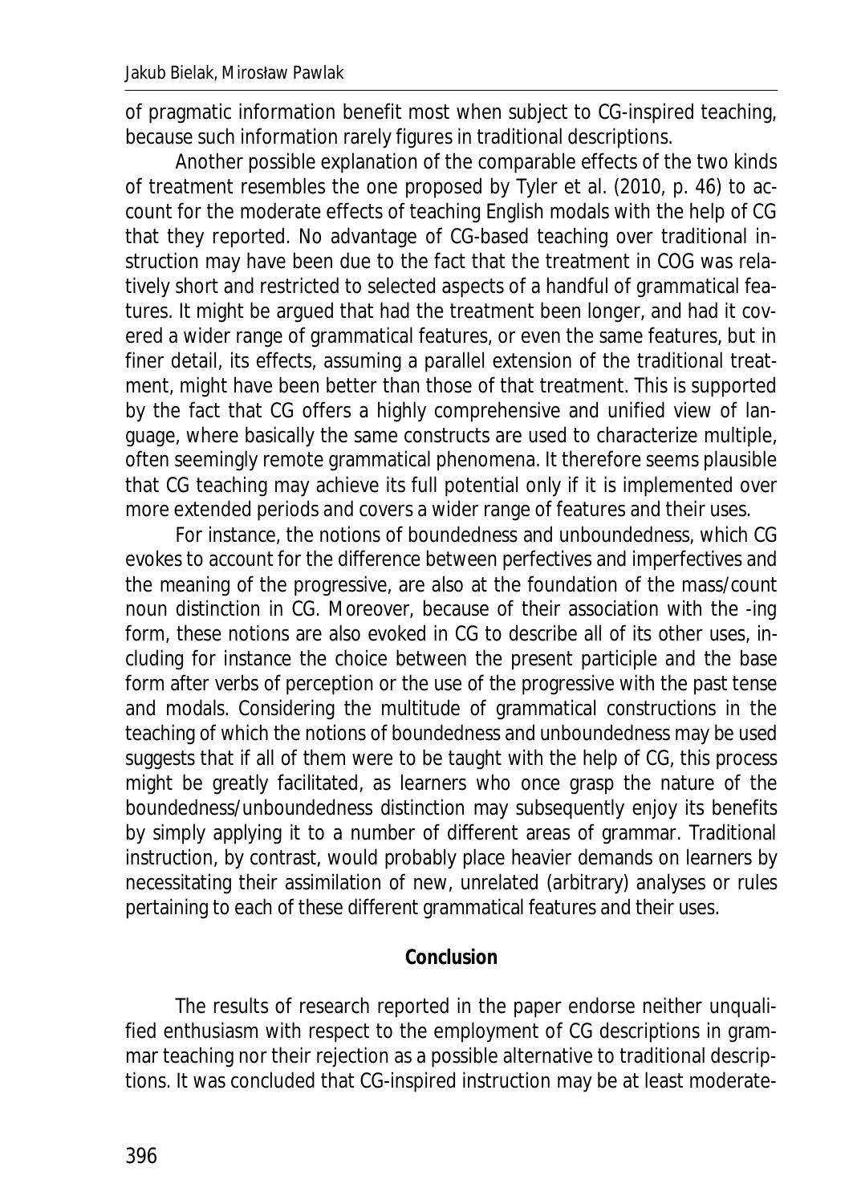of pragmatic information benefit most when subject to CG-inspired teaching, because such information rarely figures in traditional descriptions.

Another possible explanation of the comparable effects of the two kinds of treatment resembles the one proposed by Tyler et al. (2010, p. 46) to account for the moderate effects of teaching English modals with the help of CG that they reported. No advantage of CG-based teaching over traditional instruction may have been due to the fact that the treatment in COG was relatively short and restricted to selected aspects of a handful of grammatical features. It might be argued that had the treatment been longer, and had it covered a wider range of grammatical features, or even the same features, but in finer detail, its effects, assuming a parallel extension of the traditional treatment, might have been better than those of that treatment. This is supported by the fact that CG offers a highly comprehensive and unified view of language, where basically the same constructs are used to characterize multiple, often seemingly remote grammatical phenomena. It therefore seems plausible that CG teaching may achieve its full potential only if it is implemented over more extended periods and covers a wider range of features and their uses.

For instance, the notions of boundedness and unboundedness, which CG evokes to account for the difference between perfectives and imperfectives and the meaning of the progressive, are also at the foundation of the mass/count noun distinction in CG. Moreover, because of their association with the *-ing* form, these notions are also evoked in CG to describe all of its other uses, including for instance the choice between the present participle and the base form after verbs of perception or the use of the progressive with the past tense and modals. Considering the multitude of grammatical constructions in the teaching of which the notions of boundedness and unboundedness may be used suggests that if all of them were to be taught with the help of CG, this process might be greatly facilitated, as learners who once grasp the nature of the boundedness/unboundedness distinction may subsequently enjoy its benefits by simply applying it to a number of different areas of grammar. Traditional instruction, by contrast, would probably place heavier demands on learners by necessitating their assimilation of new, unrelated (arbitrary) analyses or rules pertaining to each of these different grammatical features and their uses.

## Conclusion

The results of research reported in the paper endorse neither unqualified enthusiasm with respect to the employment of CG descriptions in grammar teaching nor their rejection as a possible alternative to traditional descriptions. It was concluded that CG-inspired instruction may be at least moderate-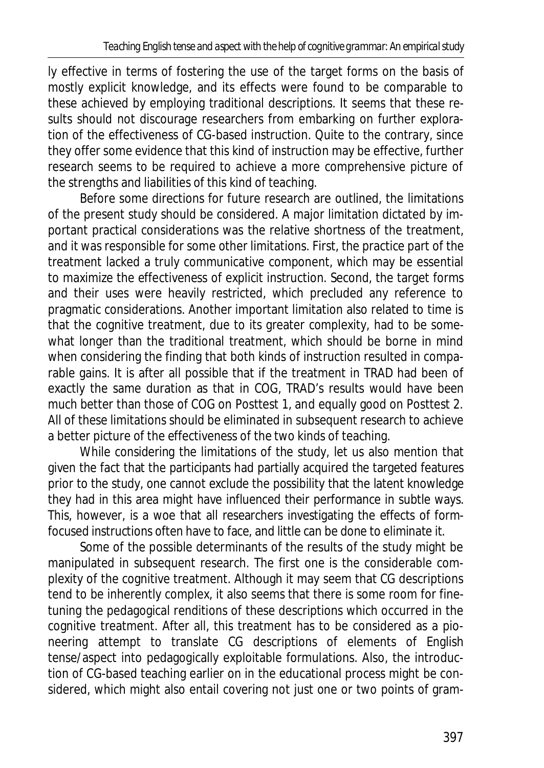ly effective in terms of fostering the use of the target forms on the basis of mostly explicit knowledge, and its effects were found to be comparable to these achieved by employing traditional descriptions. It seems that these results should not discourage researchers from embarking on further exploration of the effectiveness of CG-based instruction. Quite to the contrary, since they offer some evidence that this kind of instruction may be effective, further research seems to be required to achieve a more comprehensive picture of the strengths and liabilities of this kind of teaching.

Before some directions for future research are outlined, the limitations of the present study should be considered. A major limitation dictated by important practical considerations was the relative shortness of the treatment, and it was responsible for some other limitations. First, the practice part of the treatment lacked a truly communicative component, which may be essential to maximize the effectiveness of explicit instruction. Second, the target forms and their uses were heavily restricted, which precluded any reference to pragmatic considerations. Another important limitation also related to time is that the cognitive treatment, due to its greater complexity, had to be somewhat longer than the traditional treatment, which should be borne in mind when considering the finding that both kinds of instruction resulted in comparable gains. It is after all possible that if the treatment in TRAD had been of exactly the same duration as that in COG, TRAD's results would have been much better than those of COG on Posttest 1, and equally good on Posttest 2. All of these limitations should be eliminated in subsequent research to achieve a better picture of the effectiveness of the two kinds of teaching.

While considering the limitations of the study, let us also mention that given the fact that the participants had partially acquired the targeted features prior to the study, one cannot exclude the possibility that the latent knowledge they had in this area might have influenced their performance in subtle ways. This, however, is a woe that all researchers investigating the effects of form-focused instructions often have to face, and little can be done to eliminate it.

Some of the possible determinants of the results of the study might be manipulated in subsequent research. The first one is the considerable complexity of the cognitive treatment. Although it may seem that CG descriptions tend to be inherently complex, it also seems that there is some room for fine-tuning the pedagogical renditions of these descriptions which occurred in the cognitive treatment. After all, this treatment has to be considered as a pioneering attempt to translate CG descriptions of elements of English tense/aspect into pedagogically exploitable formulations. Also, the introduction of CG-based teaching earlier on in the educational process might be considered, which might also entail covering not just one or two points of gram-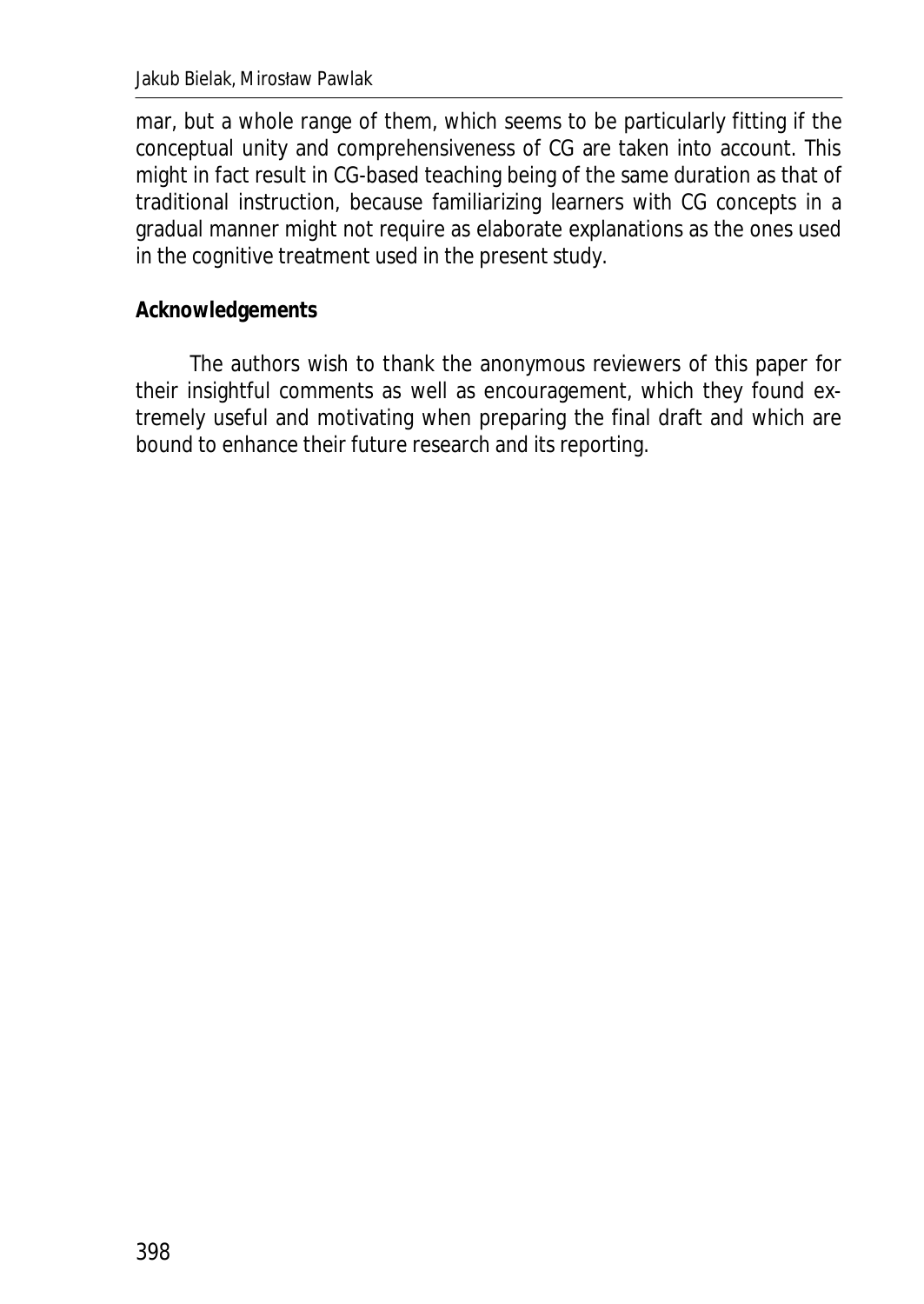mar, but a whole range of them, which seems to be particularly fitting if the conceptual unity and comprehensiveness of CG are taken into account. This might in fact result in CG-based teaching being of the same duration as that of traditional instruction, because familiarizing learners with CG concepts in a gradual manner might not require as elaborate explanations as the ones used in the cognitive treatment used in the present study.

**Acknowledgements**

The authors wish to thank the anonymous reviewers of this paper for their insightful comments as well as encouragement, which they found extremely useful and motivating when preparing the final draft and which are bound to enhance their future research and its reporting.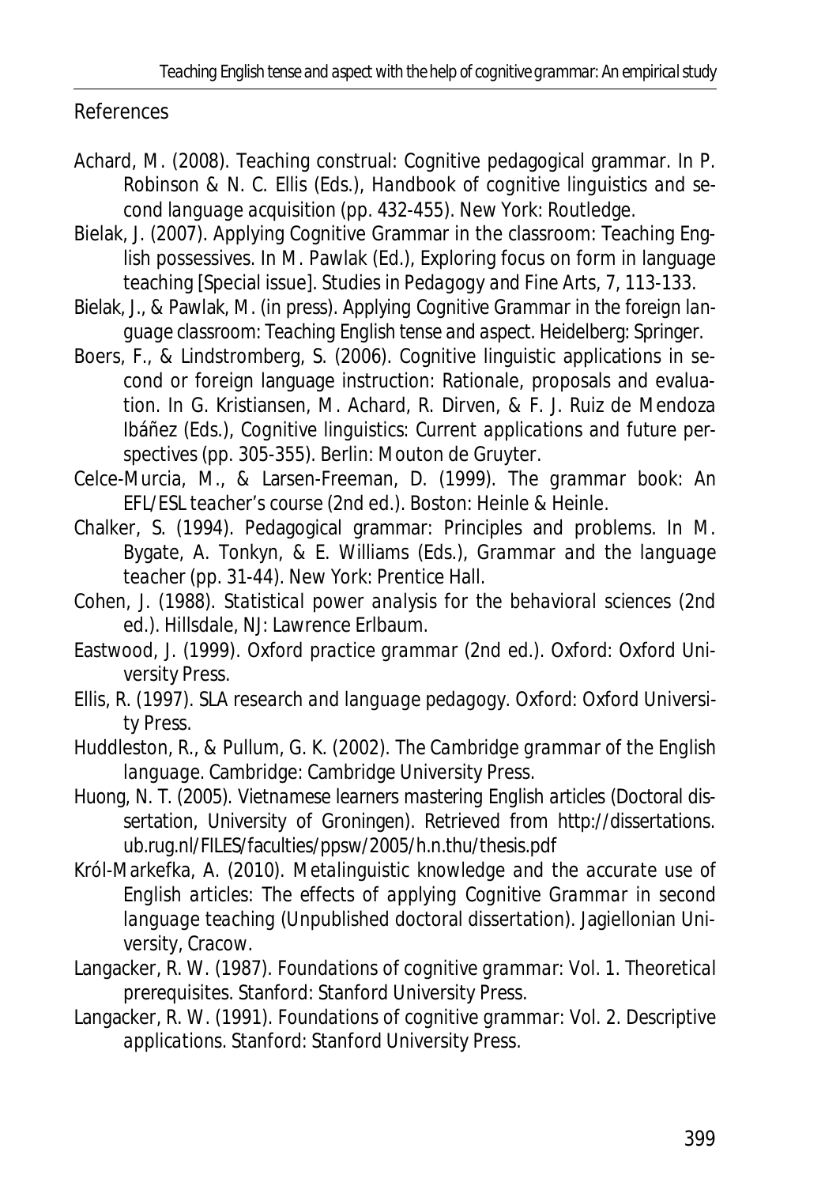## References

Achard, M. (2008). Teaching construal: Cognitive pedagogical grammar. In P. Robinson & N. C. Ellis (Eds.), *Handbook of cognitive linguistics and second language acquisition* (pp. 432-455). New York: Routledge.

Bielak, J. (2007). Applying Cognitive Grammar in the classroom: Teaching English possessives. In M. Pawlak (Ed.), Exploring focus on form in language teaching [Special issue]. *Studies in Pedagogy and Fine Arts, 7*, 113-133.

Bielak, J., & Pawlak, M. (in press). *Applying Cognitive Grammar in the foreign language classroom: Teaching English tense and aspect*. Heidelberg: Springer.

Boers, F., & Lindstromberg, S. (2006). Cognitive linguistic applications in second or foreign language instruction: Rationale, proposals and evaluation. In G. Kristiansen, M. Achard, R. Dirven, & F. J. Ruiz de Mendoza Ibáñez (Eds.), *Cognitive linguistics: Current applications and future perspectives* (pp. 305-355). Berlin: Mouton de Gruyter.

Celce-Murcia, M., & Larsen-Freeman, D. (1999). *The grammar book: An EFL/ESL teacher's course* (2nd ed.). Boston: Heinle & Heinle.

Chalker, S. (1994). Pedagogical grammar: Principles and problems. In M. Bygate, A. Tonkyn, & E. Williams (Eds.), *Grammar and the language teacher* (pp. 31-44). New York: Prentice Hall.

Cohen, J. (1988). *Statistical power analysis for the behavioral sciences* (2nd ed.). Hillsdale, NJ: Lawrence Erlbaum.

Eastwood, J. (1999). *Oxford practice grammar* (2nd ed.). Oxford: Oxford University Press.

Ellis, R. (1997). *SLA research and language pedagogy*. Oxford: Oxford University Press.

Huddleston, R., & Pullum, G. K. (2002). *The Cambridge grammar of the English language*. Cambridge: Cambridge University Press.

Huong, N. T. (2005). Vietnamese learners mastering English articles (Doctoral dissertation, University of Groningen). Retrieved from http://dissertations.ub.rug.nl/FILES/faculties/ppsw/2005/h.n.thu/thesis.pdf

Król-Markefka, A. (2010). *Metalinguistic knowledge and the accurate use of English articles: The effects of applying Cognitive Grammar in second language teaching* (Unpublished doctoral dissertation). Jagiellonian University, Cracow.

Langacker, R. W. (1987). *Foundations of cognitive grammar: Vol. 1. Theoretical prerequisites*. Stanford: Stanford University Press.

Langacker, R. W. (1991). *Foundations of cognitive grammar: Vol. 2. Descriptive applications*. Stanford: Stanford University Press.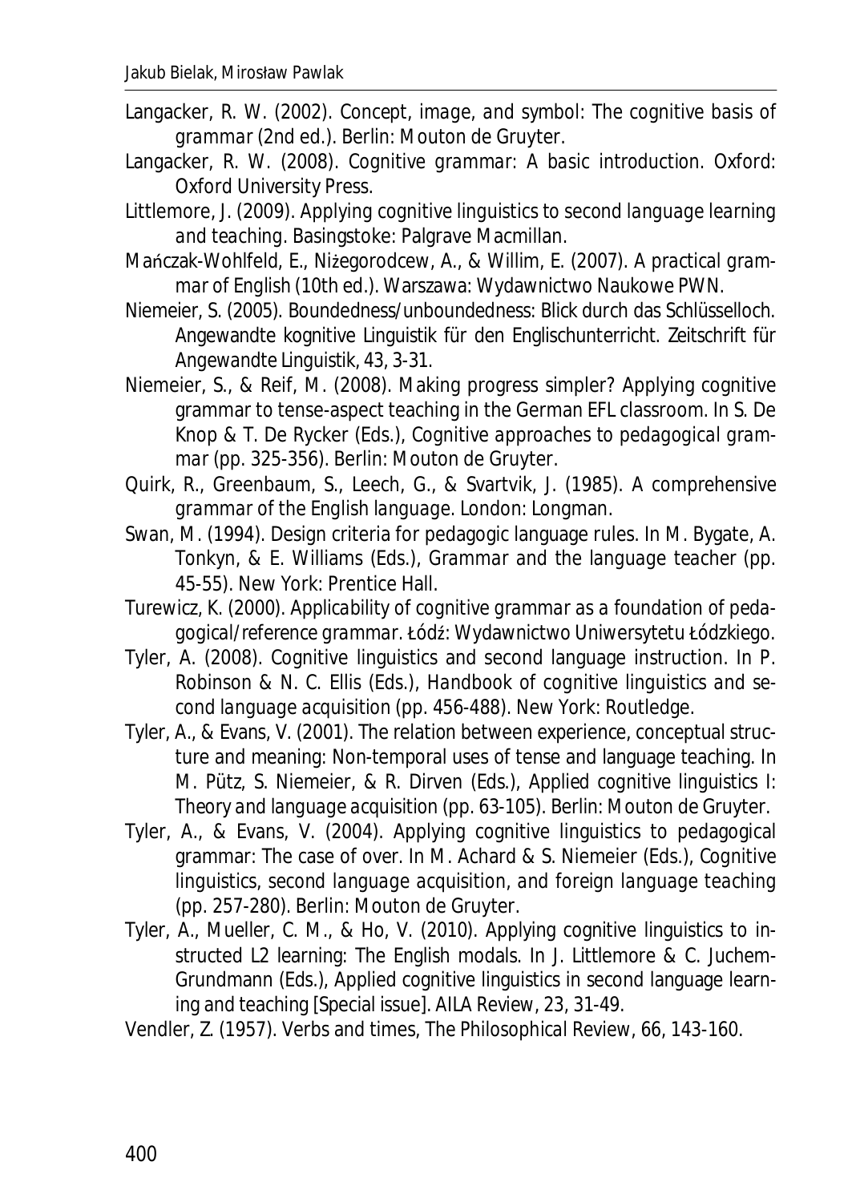Langacker, R. W. (2002). *Concept, image, and symbol: The cognitive basis of grammar* (2nd ed.). Berlin: Mouton de Gruyter.

Langacker, R. W. (2008). *Cognitive grammar: A basic introduction*. Oxford: Oxford University Press.

Littlemore, J. (2009). *Applying cognitive linguistics to second language learning and teaching*. Basingstoke: Palgrave Macmillan.

Mańczak-Wohlfeld, E., Niżegorodcew, A., & Willim, E. (2007). *A practical grammar of English* (10th ed.). Warszawa: Wydawnictwo Naukowe PWN.

Niemeier, S. (2005). Boundedness/unboundedness: Blick durch das Schlüsselloch. Angewandte kognitive Linguistik für den Englischunterricht. *Zeitschrift für Angewandte Linguistik*, *43*, 3-31.

Niemeier, S., & Reif, M. (2008). Making progress simpler? Applying cognitive grammar to tense-aspect teaching in the German EFL classroom. In S. De Knop & T. De Rycker (Eds.), *Cognitive approaches to pedagogical grammar* (pp. 325-356). Berlin: Mouton de Gruyter.

Quirk, R., Greenbaum, S., Leech, G., & Svartvik, J. (1985). *A comprehensive grammar of the English language*. London: Longman.

Swan, M. (1994). Design criteria for pedagogic language rules. In M. Bygate, A. Tonkyn, & E. Williams (Eds.), *Grammar and the language teacher* (pp. 45-55). New York: Prentice Hall.

Turewicz, K. (2000). *Applicability of cognitive grammar as a foundation of pedagogical/reference grammar*. Łódź: Wydawnictwo Uniwersytetu Łódzkiego.

Tyler, A. (2008). Cognitive linguistics and second language instruction. In P. Robinson & N. C. Ellis (Eds.), *Handbook of cognitive linguistics and second language acquisition* (pp. 456-488). New York: Routledge.

Tyler, A., & Evans, V. (2001). The relation between experience, conceptual structure and meaning: Non-temporal uses of tense and language teaching. In M. Pütz, S. Niemeier, & R. Dirven (Eds.), *Applied cognitive linguistics I: Theory and language acquisition* (pp. 63-105). Berlin: Mouton de Gruyter.

Tyler, A., & Evans, V. (2004). Applying cognitive linguistics to pedagogical grammar: The case of over. In M. Achard & S. Niemeier (Eds.), *Cognitive linguistics, second language acquisition, and foreign language teaching* (pp. 257-280). Berlin: Mouton de Gruyter.

Tyler, A., Mueller, C. M., & Ho, V. (2010). Applying cognitive linguistics to instructed L2 learning: The English modals. In J. Littlemore & C. Juchem-Grundmann (Eds.), Applied cognitive linguistics in second language learning and teaching [Special issue]. *AILA Review*, *23*, 31-49.

Vendler, Z. (1957). Verbs and times, *The Philosophical Review*, *66*, 143-160.